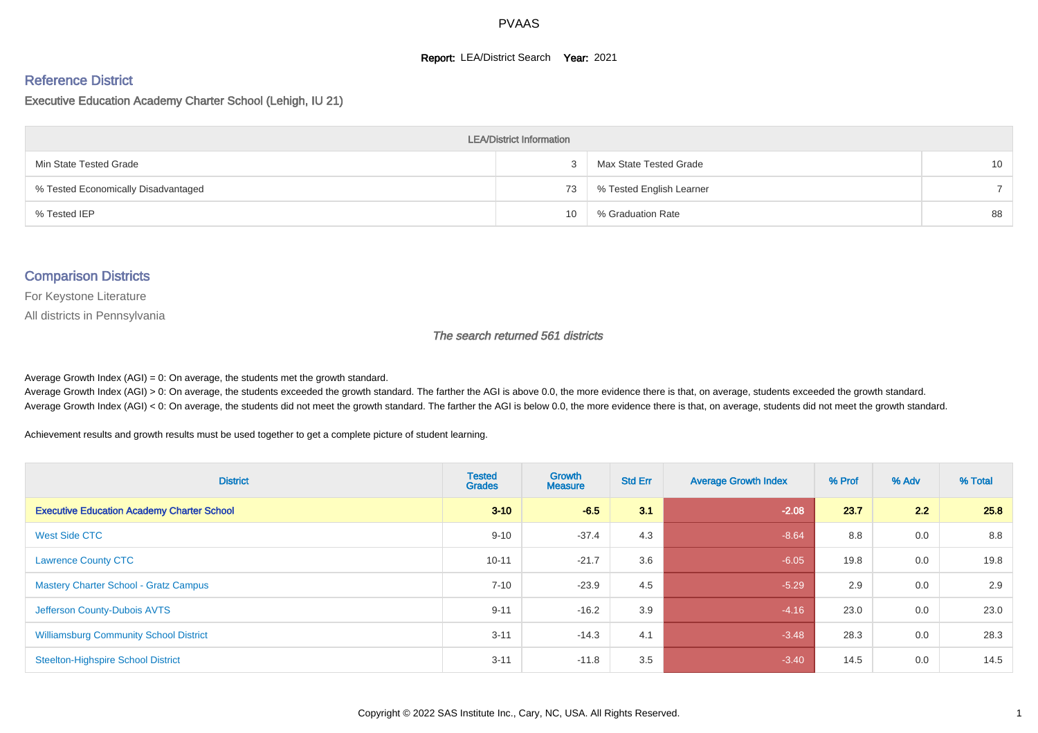# PVAAS

**Report:** LEA/District Search **Year:** 2021

## Reference District

### Executive Education Academy Charter School (Lehigh, IU 21)

| LEA/District Information | | | |
|---|---|---|---|
| Min State Tested Grade | 3 | Max State Tested Grade | 10 |
| % Tested Economically Disadvantaged | 73 | % Tested English Learner | 7 |
| % Tested IEP | 10 | % Graduation Rate | 88 |

## Comparison Districts

For Keystone Literature

All districts in Pennsylvania

*The search returned 561 districts*

Average Growth Index (AGI) = 0: On average, the students met the growth standard.
Average Growth Index (AGI) > 0: On average, the students exceeded the growth standard. The farther the AGI is above 0.0, the more evidence there is that, on average, students exceeded the growth standard.
Average Growth Index (AGI) < 0: On average, the students did not meet the growth standard. The farther the AGI is below 0.0, the more evidence there is that, on average, students did not meet the growth standard.

Achievement results and growth results must be used together to get a complete picture of student learning.

| District | Tested Grades | Growth Measure | Std Err | Average Growth Index | % Prof | % Adv | % Total |
|---|---|---|---|---|---|---|---|
| **Executive Education Academy Charter School** | **3-10** | **-6.5** | **3.1** | **-2.08** | **23.7** | **2.2** | **25.8** |
| West Side CTC | 9-10 | -37.4 | 4.3 | -8.64 | 8.8 | 0.0 | 8.8 |
| Lawrence County CTC | 10-11 | -21.7 | 3.6 | -6.05 | 19.8 | 0.0 | 19.8 |
| Mastery Charter School - Gratz Campus | 7-10 | -23.9 | 4.5 | -5.29 | 2.9 | 0.0 | 2.9 |
| Jefferson County-Dubois AVTS | 9-11 | -16.2 | 3.9 | -4.16 | 23.0 | 0.0 | 23.0 |
| Williamsburg Community School District | 3-11 | -14.3 | 4.1 | -3.48 | 28.3 | 0.0 | 28.3 |
| Steelton-Highspire School District | 3-11 | -11.8 | 3.5 | -3.40 | 14.5 | 0.0 | 14.5 |

Copyright © 2022 SAS Institute Inc., Cary, NC, USA. All Rights Reserved.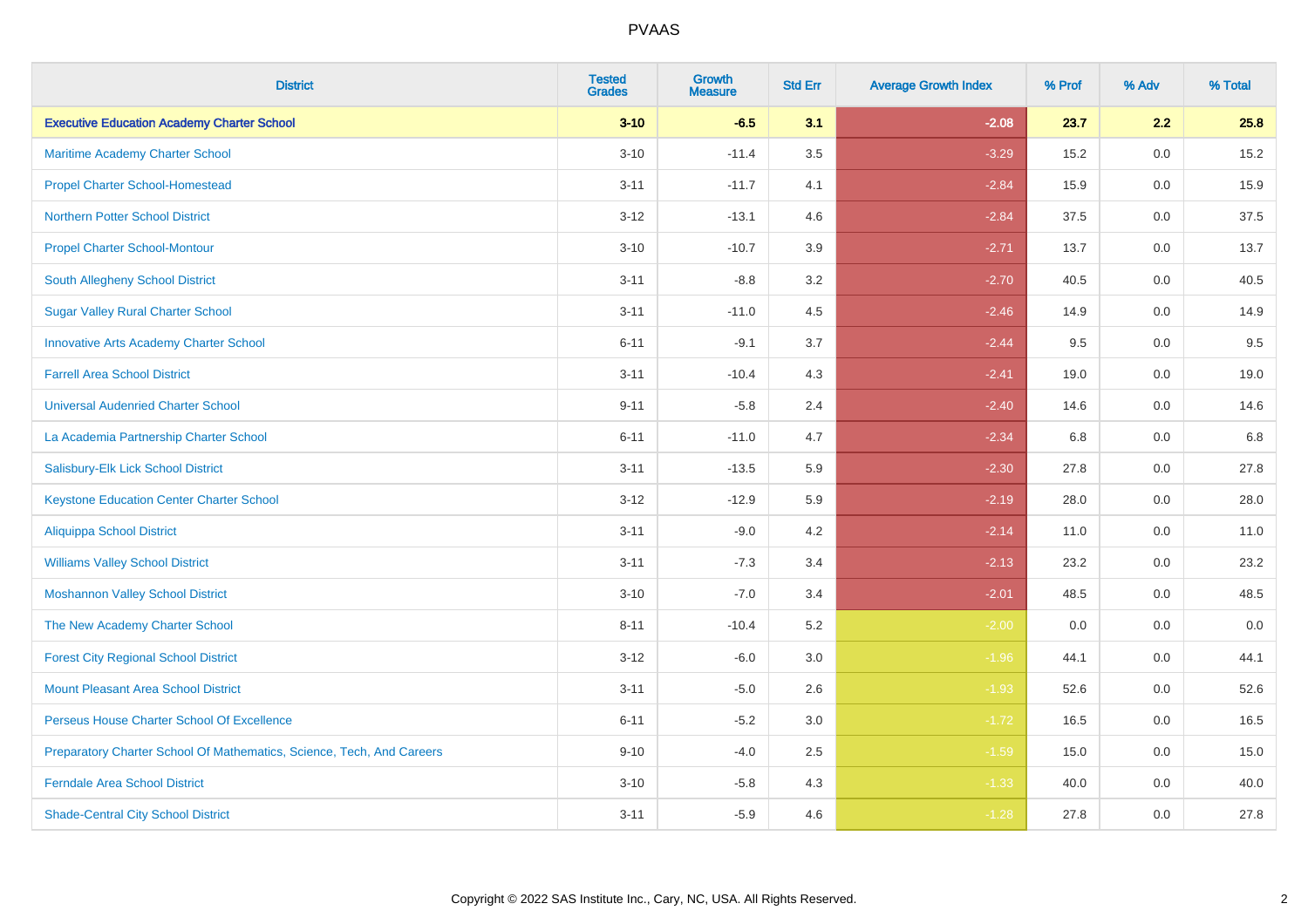| District | Tested Grades | Growth Measure | Std Err | Average Growth Index | % Prof | % Adv | % Total |
|---|---|---|---|---|---|---|---|
| **Executive Education Academy Charter School** | **3-10** | **-6.5** | **3.1** | **-2.08** | **23.7** | **2.2** | **25.8** |
| Maritime Academy Charter School | 3-10 | -11.4 | 3.5 | -3.29 | 15.2 | 0.0 | 15.2 |
| Propel Charter School-Homestead | 3-11 | -11.7 | 4.1 | -2.84 | 15.9 | 0.0 | 15.9 |
| Northern Potter School District | 3-12 | -13.1 | 4.6 | -2.84 | 37.5 | 0.0 | 37.5 |
| Propel Charter School-Montour | 3-10 | -10.7 | 3.9 | -2.71 | 13.7 | 0.0 | 13.7 |
| South Allegheny School District | 3-11 | -8.8 | 3.2 | -2.70 | 40.5 | 0.0 | 40.5 |
| Sugar Valley Rural Charter School | 3-11 | -11.0 | 4.5 | -2.46 | 14.9 | 0.0 | 14.9 |
| Innovative Arts Academy Charter School | 6-11 | -9.1 | 3.7 | -2.44 | 9.5 | 0.0 | 9.5 |
| Farrell Area School District | 3-11 | -10.4 | 4.3 | -2.41 | 19.0 | 0.0 | 19.0 |
| Universal Audenried Charter School | 9-11 | -5.8 | 2.4 | -2.40 | 14.6 | 0.0 | 14.6 |
| La Academia Partnership Charter School | 6-11 | -11.0 | 4.7 | -2.34 | 6.8 | 0.0 | 6.8 |
| Salisbury-Elk Lick School District | 3-11 | -13.5 | 5.9 | -2.30 | 27.8 | 0.0 | 27.8 |
| Keystone Education Center Charter School | 3-12 | -12.9 | 5.9 | -2.19 | 28.0 | 0.0 | 28.0 |
| Aliquippa School District | 3-11 | -9.0 | 4.2 | -2.14 | 11.0 | 0.0 | 11.0 |
| Williams Valley School District | 3-11 | -7.3 | 3.4 | -2.13 | 23.2 | 0.0 | 23.2 |
| Moshannon Valley School District | 3-10 | -7.0 | 3.4 | -2.01 | 48.5 | 0.0 | 48.5 |
| The New Academy Charter School | 8-11 | -10.4 | 5.2 | -2.00 | 0.0 | 0.0 | 0.0 |
| Forest City Regional School District | 3-12 | -6.0 | 3.0 | -1.96 | 44.1 | 0.0 | 44.1 |
| Mount Pleasant Area School District | 3-11 | -5.0 | 2.6 | -1.93 | 52.6 | 0.0 | 52.6 |
| Perseus House Charter School Of Excellence | 6-11 | -5.2 | 3.0 | -1.72 | 16.5 | 0.0 | 16.5 |
| Preparatory Charter School Of Mathematics, Science, Tech, And Careers | 9-10 | -4.0 | 2.5 | -1.59 | 15.0 | 0.0 | 15.0 |
| Ferndale Area School District | 3-10 | -5.8 | 4.3 | -1.33 | 40.0 | 0.0 | 40.0 |
| Shade-Central City School District | 3-11 | -5.9 | 4.6 | -1.28 | 27.8 | 0.0 | 27.8 |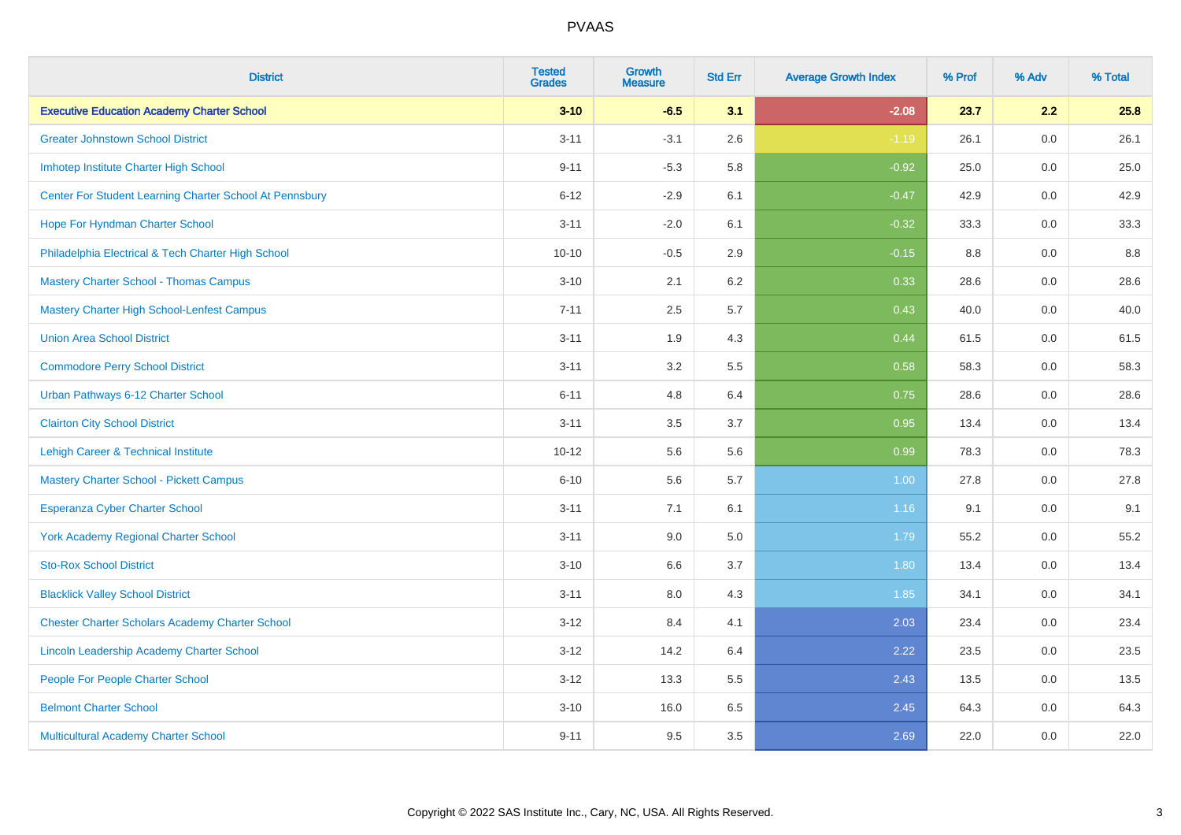# PVAAS

| District | Tested Grades | Growth Measure | Std Err | Average Growth Index | % Prof | % Adv | % Total |
|---|---|---|---|---|---|---|---|
| **Executive Education Academy Charter School** | **3-10** | **-6.5** | **3.1** | **-2.08** | **23.7** | **2.2** | **25.8** |
| Greater Johnstown School District | 3-11 | -3.1 | 2.6 | -1.19 | 26.1 | 0.0 | 26.1 |
| Imhotep Institute Charter High School | 9-11 | -5.3 | 5.8 | -0.92 | 25.0 | 0.0 | 25.0 |
| Center For Student Learning Charter School At Pennsbury | 6-12 | -2.9 | 6.1 | -0.47 | 42.9 | 0.0 | 42.9 |
| Hope For Hyndman Charter School | 3-11 | -2.0 | 6.1 | -0.32 | 33.3 | 0.0 | 33.3 |
| Philadelphia Electrical & Tech Charter High School | 10-10 | -0.5 | 2.9 | -0.15 | 8.8 | 0.0 | 8.8 |
| Mastery Charter School - Thomas Campus | 3-10 | 2.1 | 6.2 | 0.33 | 28.6 | 0.0 | 28.6 |
| Mastery Charter High School-Lenfest Campus | 7-11 | 2.5 | 5.7 | 0.43 | 40.0 | 0.0 | 40.0 |
| Union Area School District | 3-11 | 1.9 | 4.3 | 0.44 | 61.5 | 0.0 | 61.5 |
| Commodore Perry School District | 3-11 | 3.2 | 5.5 | 0.58 | 58.3 | 0.0 | 58.3 |
| Urban Pathways 6-12 Charter School | 6-11 | 4.8 | 6.4 | 0.75 | 28.6 | 0.0 | 28.6 |
| Clairton City School District | 3-11 | 3.5 | 3.7 | 0.95 | 13.4 | 0.0 | 13.4 |
| Lehigh Career & Technical Institute | 10-12 | 5.6 | 5.6 | 0.99 | 78.3 | 0.0 | 78.3 |
| Mastery Charter School - Pickett Campus | 6-10 | 5.6 | 5.7 | 1.00 | 27.8 | 0.0 | 27.8 |
| Esperanza Cyber Charter School | 3-11 | 7.1 | 6.1 | 1.16 | 9.1 | 0.0 | 9.1 |
| York Academy Regional Charter School | 3-11 | 9.0 | 5.0 | 1.79 | 55.2 | 0.0 | 55.2 |
| Sto-Rox School District | 3-10 | 6.6 | 3.7 | 1.80 | 13.4 | 0.0 | 13.4 |
| Blacklick Valley School District | 3-11 | 8.0 | 4.3 | 1.85 | 34.1 | 0.0 | 34.1 |
| Chester Charter Scholars Academy Charter School | 3-12 | 8.4 | 4.1 | 2.03 | 23.4 | 0.0 | 23.4 |
| Lincoln Leadership Academy Charter School | 3-12 | 14.2 | 6.4 | 2.22 | 23.5 | 0.0 | 23.5 |
| People For People Charter School | 3-12 | 13.3 | 5.5 | 2.43 | 13.5 | 0.0 | 13.5 |
| Belmont Charter School | 3-10 | 16.0 | 6.5 | 2.45 | 64.3 | 0.0 | 64.3 |
| Multicultural Academy Charter School | 9-11 | 9.5 | 3.5 | 2.69 | 22.0 | 0.0 | 22.0 |

Copyright © 2022 SAS Institute Inc., Cary, NC, USA. All Rights Reserved.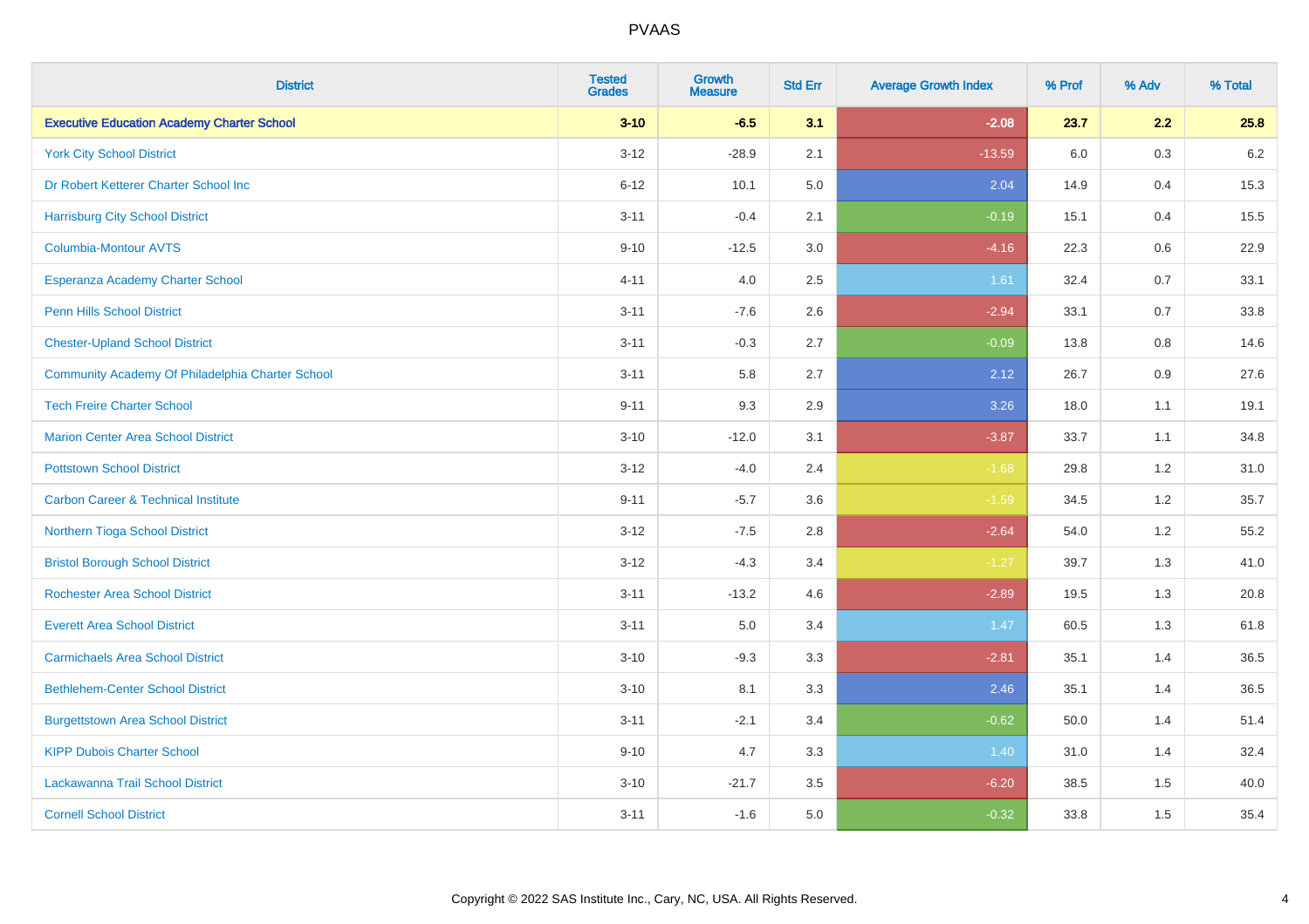# PVAAS

| District | Tested Grades | Growth Measure | Std Err | Average Growth Index | % Prof | % Adv | % Total |
|---|---|---|---|---|---|---|---|
| **Executive Education Academy Charter School** | **3-10** | **-6.5** | **3.1** | **-2.08** | **23.7** | **2.2** | **25.8** |
| York City School District | 3-12 | -28.9 | 2.1 | -13.59 | 6.0 | 0.3 | 6.2 |
| Dr Robert Ketterer Charter School Inc | 6-12 | 10.1 | 5.0 | 2.04 | 14.9 | 0.4 | 15.3 |
| Harrisburg City School District | 3-11 | -0.4 | 2.1 | -0.19 | 15.1 | 0.4 | 15.5 |
| Columbia-Montour AVTS | 9-10 | -12.5 | 3.0 | -4.16 | 22.3 | 0.6 | 22.9 |
| Esperanza Academy Charter School | 4-11 | 4.0 | 2.5 | 1.61 | 32.4 | 0.7 | 33.1 |
| Penn Hills School District | 3-11 | -7.6 | 2.6 | -2.94 | 33.1 | 0.7 | 33.8 |
| Chester-Upland School District | 3-11 | -0.3 | 2.7 | -0.09 | 13.8 | 0.8 | 14.6 |
| Community Academy Of Philadelphia Charter School | 3-11 | 5.8 | 2.7 | 2.12 | 26.7 | 0.9 | 27.6 |
| Tech Freire Charter School | 9-11 | 9.3 | 2.9 | 3.26 | 18.0 | 1.1 | 19.1 |
| Marion Center Area School District | 3-10 | -12.0 | 3.1 | -3.87 | 33.7 | 1.1 | 34.8 |
| Pottstown School District | 3-12 | -4.0 | 2.4 | -1.68 | 29.8 | 1.2 | 31.0 |
| Carbon Career & Technical Institute | 9-11 | -5.7 | 3.6 | -1.59 | 34.5 | 1.2 | 35.7 |
| Northern Tioga School District | 3-12 | -7.5 | 2.8 | -2.64 | 54.0 | 1.2 | 55.2 |
| Bristol Borough School District | 3-12 | -4.3 | 3.4 | -1.27 | 39.7 | 1.3 | 41.0 |
| Rochester Area School District | 3-11 | -13.2 | 4.6 | -2.89 | 19.5 | 1.3 | 20.8 |
| Everett Area School District | 3-11 | 5.0 | 3.4 | 1.47 | 60.5 | 1.3 | 61.8 |
| Carmichaels Area School District | 3-10 | -9.3 | 3.3 | -2.81 | 35.1 | 1.4 | 36.5 |
| Bethlehem-Center School District | 3-10 | 8.1 | 3.3 | 2.46 | 35.1 | 1.4 | 36.5 |
| Burgettstown Area School District | 3-11 | -2.1 | 3.4 | -0.62 | 50.0 | 1.4 | 51.4 |
| KIPP Dubois Charter School | 9-10 | 4.7 | 3.3 | 1.40 | 31.0 | 1.4 | 32.4 |
| Lackawanna Trail School District | 3-10 | -21.7 | 3.5 | -6.20 | 38.5 | 1.5 | 40.0 |
| Cornell School District | 3-11 | -1.6 | 5.0 | -0.32 | 33.8 | 1.5 | 35.4 |

Copyright © 2022 SAS Institute Inc., Cary, NC, USA. All Rights Reserved.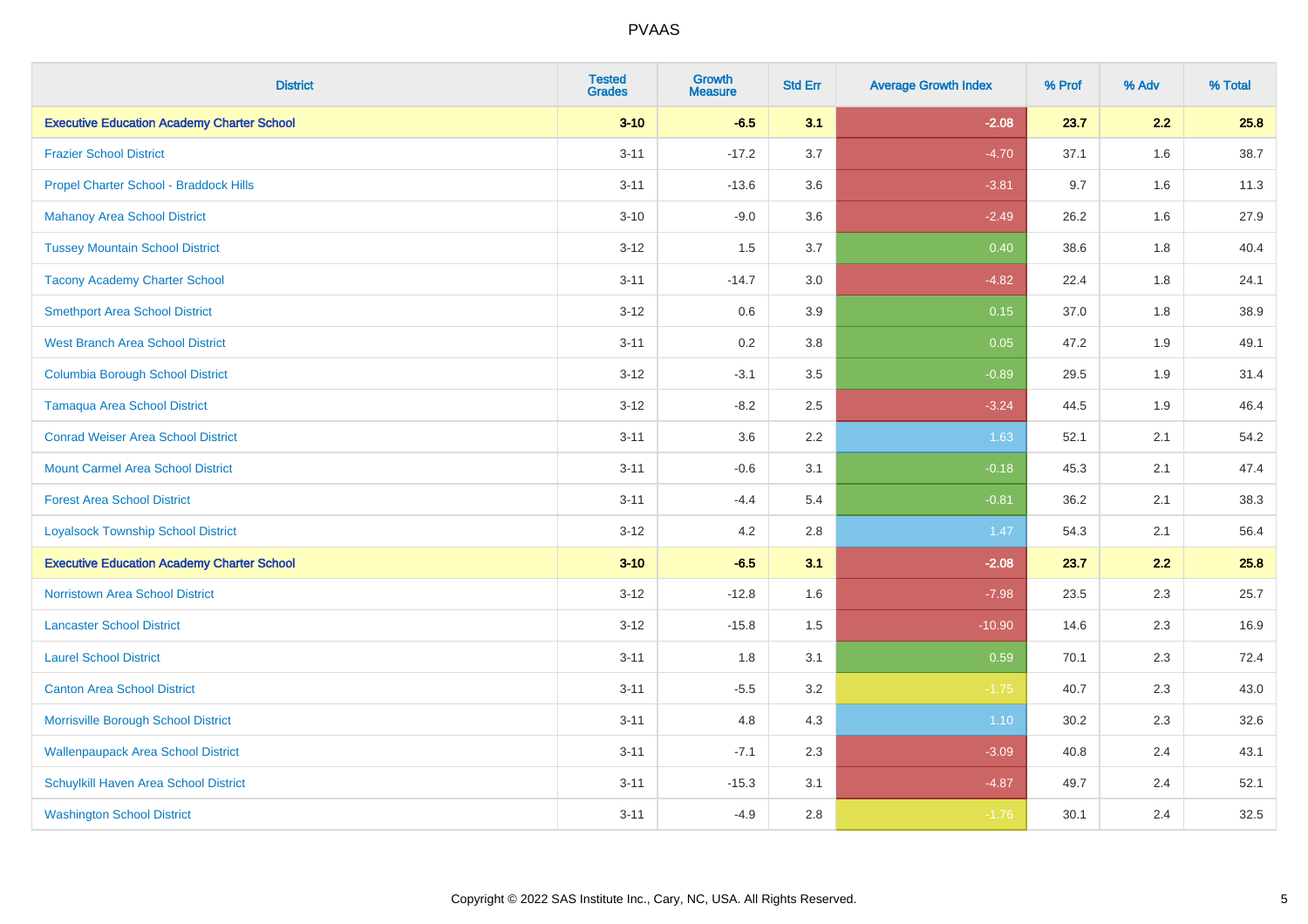| District | Tested Grades | Growth Measure | Std Err | Average Growth Index | % Prof | % Adv | % Total |
|---|---|---|---|---|---|---|---|
| **Executive Education Academy Charter School** | **3-10** | **-6.5** | **3.1** | **-2.08** | **23.7** | **2.2** | **25.8** |
| Frazier School District | 3-11 | -17.2 | 3.7 | -4.70 | 37.1 | 1.6 | 38.7 |
| Propel Charter School - Braddock Hills | 3-11 | -13.6 | 3.6 | -3.81 | 9.7 | 1.6 | 11.3 |
| Mahanoy Area School District | 3-10 | -9.0 | 3.6 | -2.49 | 26.2 | 1.6 | 27.9 |
| Tussey Mountain School District | 3-12 | 1.5 | 3.7 | 0.40 | 38.6 | 1.8 | 40.4 |
| Tacony Academy Charter School | 3-11 | -14.7 | 3.0 | -4.82 | 22.4 | 1.8 | 24.1 |
| Smethport Area School District | 3-12 | 0.6 | 3.9 | 0.15 | 37.0 | 1.8 | 38.9 |
| West Branch Area School District | 3-11 | 0.2 | 3.8 | 0.05 | 47.2 | 1.9 | 49.1 |
| Columbia Borough School District | 3-12 | -3.1 | 3.5 | -0.89 | 29.5 | 1.9 | 31.4 |
| Tamaqua Area School District | 3-12 | -8.2 | 2.5 | -3.24 | 44.5 | 1.9 | 46.4 |
| Conrad Weiser Area School District | 3-11 | 3.6 | 2.2 | 1.63 | 52.1 | 2.1 | 54.2 |
| Mount Carmel Area School District | 3-11 | -0.6 | 3.1 | -0.18 | 45.3 | 2.1 | 47.4 |
| Forest Area School District | 3-11 | -4.4 | 5.4 | -0.81 | 36.2 | 2.1 | 38.3 |
| Loyalsock Township School District | 3-12 | 4.2 | 2.8 | 1.47 | 54.3 | 2.1 | 56.4 |
| **Executive Education Academy Charter School** | **3-10** | **-6.5** | **3.1** | **-2.08** | **23.7** | **2.2** | **25.8** |
| Norristown Area School District | 3-12 | -12.8 | 1.6 | -7.98 | 23.5 | 2.3 | 25.7 |
| Lancaster School District | 3-12 | -15.8 | 1.5 | -10.90 | 14.6 | 2.3 | 16.9 |
| Laurel School District | 3-11 | 1.8 | 3.1 | 0.59 | 70.1 | 2.3 | 72.4 |
| Canton Area School District | 3-11 | -5.5 | 3.2 | -1.75 | 40.7 | 2.3 | 43.0 |
| Morrisville Borough School District | 3-11 | 4.8 | 4.3 | 1.10 | 30.2 | 2.3 | 32.6 |
| Wallenpaupack Area School District | 3-11 | -7.1 | 2.3 | -3.09 | 40.8 | 2.4 | 43.1 |
| Schuylkill Haven Area School District | 3-11 | -15.3 | 3.1 | -4.87 | 49.7 | 2.4 | 52.1 |
| Washington School District | 3-11 | -4.9 | 2.8 | -1.76 | 30.1 | 2.4 | 32.5 |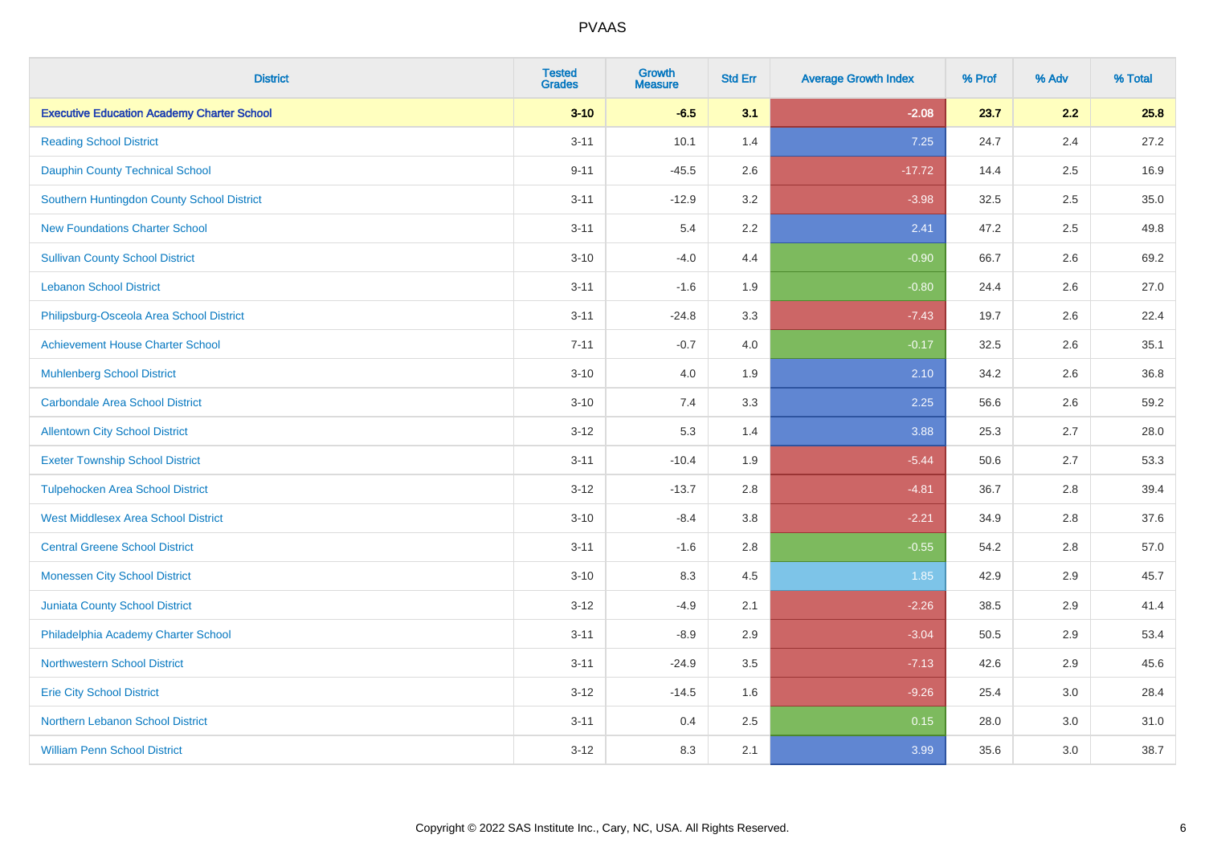# PVAAS

| District | Tested Grades | Growth Measure | Std Err | Average Growth Index | % Prof | % Adv | % Total |
|---|---|---|---|---|---|---|---|
| **Executive Education Academy Charter School** | **3-10** | **-6.5** | **3.1** | **-2.08** | **23.7** | **2.2** | **25.8** |
| Reading School District | 3-11 | 10.1 | 1.4 | 7.25 | 24.7 | 2.4 | 27.2 |
| Dauphin County Technical School | 9-11 | -45.5 | 2.6 | -17.72 | 14.4 | 2.5 | 16.9 |
| Southern Huntingdon County School District | 3-11 | -12.9 | 3.2 | -3.98 | 32.5 | 2.5 | 35.0 |
| New Foundations Charter School | 3-11 | 5.4 | 2.2 | 2.41 | 47.2 | 2.5 | 49.8 |
| Sullivan County School District | 3-10 | -4.0 | 4.4 | -0.90 | 66.7 | 2.6 | 69.2 |
| Lebanon School District | 3-11 | -1.6 | 1.9 | -0.80 | 24.4 | 2.6 | 27.0 |
| Philipsburg-Osceola Area School District | 3-11 | -24.8 | 3.3 | -7.43 | 19.7 | 2.6 | 22.4 |
| Achievement House Charter School | 7-11 | -0.7 | 4.0 | -0.17 | 32.5 | 2.6 | 35.1 |
| Muhlenberg School District | 3-10 | 4.0 | 1.9 | 2.10 | 34.2 | 2.6 | 36.8 |
| Carbondale Area School District | 3-10 | 7.4 | 3.3 | 2.25 | 56.6 | 2.6 | 59.2 |
| Allentown City School District | 3-12 | 5.3 | 1.4 | 3.88 | 25.3 | 2.7 | 28.0 |
| Exeter Township School District | 3-11 | -10.4 | 1.9 | -5.44 | 50.6 | 2.7 | 53.3 |
| Tulpehocken Area School District | 3-12 | -13.7 | 2.8 | -4.81 | 36.7 | 2.8 | 39.4 |
| West Middlesex Area School District | 3-10 | -8.4 | 3.8 | -2.21 | 34.9 | 2.8 | 37.6 |
| Central Greene School District | 3-11 | -1.6 | 2.8 | -0.55 | 54.2 | 2.8 | 57.0 |
| Monessen City School District | 3-10 | 8.3 | 4.5 | 1.85 | 42.9 | 2.9 | 45.7 |
| Juniata County School District | 3-12 | -4.9 | 2.1 | -2.26 | 38.5 | 2.9 | 41.4 |
| Philadelphia Academy Charter School | 3-11 | -8.9 | 2.9 | -3.04 | 50.5 | 2.9 | 53.4 |
| Northwestern School District | 3-11 | -24.9 | 3.5 | -7.13 | 42.6 | 2.9 | 45.6 |
| Erie City School District | 3-12 | -14.5 | 1.6 | -9.26 | 25.4 | 3.0 | 28.4 |
| Northern Lebanon School District | 3-11 | 0.4 | 2.5 | 0.15 | 28.0 | 3.0 | 31.0 |
| William Penn School District | 3-12 | 8.3 | 2.1 | 3.99 | 35.6 | 3.0 | 38.7 |

Copyright © 2022 SAS Institute Inc., Cary, NC, USA. All Rights Reserved.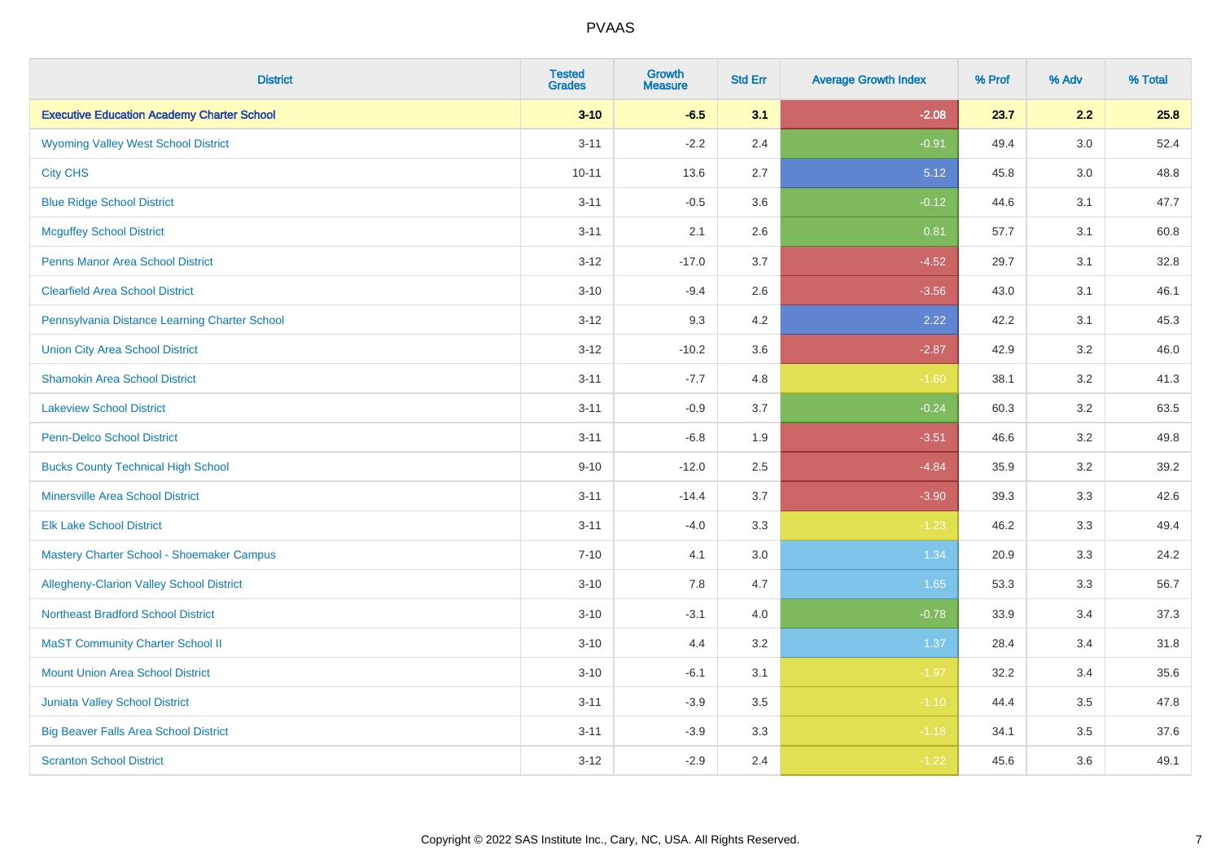| District | Tested Grades | Growth Measure | Std Err | Average Growth Index | % Prof | % Adv | % Total |
|---|---|---|---|---|---|---|---|
| **Executive Education Academy Charter School** | **3-10** | **-6.5** | **3.1** | **-2.08** | **23.7** | **2.2** | **25.8** |
| Wyoming Valley West School District | 3-11 | -2.2 | 2.4 | -0.91 | 49.4 | 3.0 | 52.4 |
| City CHS | 10-11 | 13.6 | 2.7 | 5.12 | 45.8 | 3.0 | 48.8 |
| Blue Ridge School District | 3-11 | -0.5 | 3.6 | -0.12 | 44.6 | 3.1 | 47.7 |
| Mcguffey School District | 3-11 | 2.1 | 2.6 | 0.81 | 57.7 | 3.1 | 60.8 |
| Penns Manor Area School District | 3-12 | -17.0 | 3.7 | -4.52 | 29.7 | 3.1 | 32.8 |
| Clearfield Area School District | 3-10 | -9.4 | 2.6 | -3.56 | 43.0 | 3.1 | 46.1 |
| Pennsylvania Distance Learning Charter School | 3-12 | 9.3 | 4.2 | 2.22 | 42.2 | 3.1 | 45.3 |
| Union City Area School District | 3-12 | -10.2 | 3.6 | -2.87 | 42.9 | 3.2 | 46.0 |
| Shamokin Area School District | 3-11 | -7.7 | 4.8 | -1.60 | 38.1 | 3.2 | 41.3 |
| Lakeview School District | 3-11 | -0.9 | 3.7 | -0.24 | 60.3 | 3.2 | 63.5 |
| Penn-Delco School District | 3-11 | -6.8 | 1.9 | -3.51 | 46.6 | 3.2 | 49.8 |
| Bucks County Technical High School | 9-10 | -12.0 | 2.5 | -4.84 | 35.9 | 3.2 | 39.2 |
| Minersville Area School District | 3-11 | -14.4 | 3.7 | -3.90 | 39.3 | 3.3 | 42.6 |
| Elk Lake School District | 3-11 | -4.0 | 3.3 | -1.23 | 46.2 | 3.3 | 49.4 |
| Mastery Charter School - Shoemaker Campus | 7-10 | 4.1 | 3.0 | 1.34 | 20.9 | 3.3 | 24.2 |
| Allegheny-Clarion Valley School District | 3-10 | 7.8 | 4.7 | 1.65 | 53.3 | 3.3 | 56.7 |
| Northeast Bradford School District | 3-10 | -3.1 | 4.0 | -0.78 | 33.9 | 3.4 | 37.3 |
| MaST Community Charter School II | 3-10 | 4.4 | 3.2 | 1.37 | 28.4 | 3.4 | 31.8 |
| Mount Union Area School District | 3-10 | -6.1 | 3.1 | -1.97 | 32.2 | 3.4 | 35.6 |
| Juniata Valley School District | 3-11 | -3.9 | 3.5 | -1.10 | 44.4 | 3.5 | 47.8 |
| Big Beaver Falls Area School District | 3-11 | -3.9 | 3.3 | -1.18 | 34.1 | 3.5 | 37.6 |
| Scranton School District | 3-12 | -2.9 | 2.4 | -1.22 | 45.6 | 3.6 | 49.1 |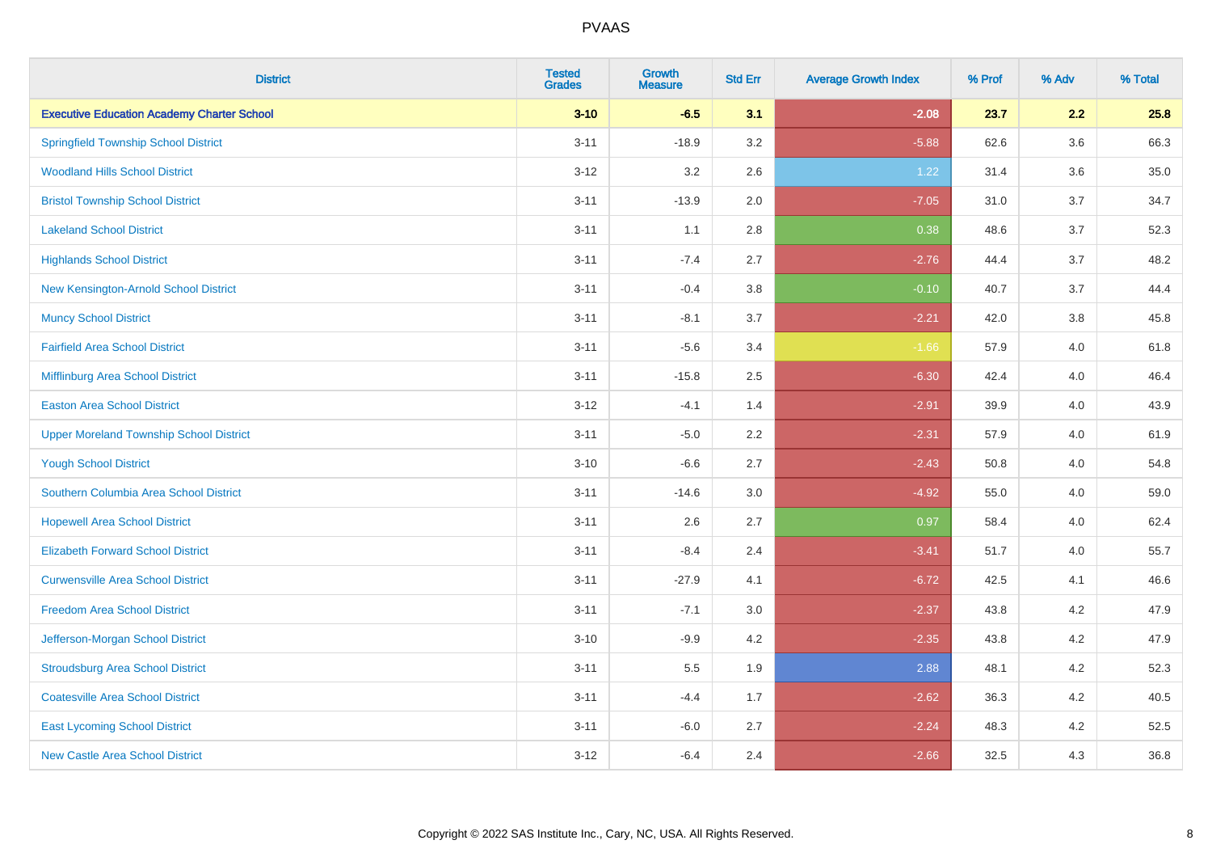| District | Tested Grades | Growth Measure | Std Err | Average Growth Index | % Prof | % Adv | % Total |
|---|---|---|---|---|---|---|---|
| **Executive Education Academy Charter School** | **3-10** | **-6.5** | **3.1** | **-2.08** | **23.7** | **2.2** | **25.8** |
| Springfield Township School District | 3-11 | -18.9 | 3.2 | -5.88 | 62.6 | 3.6 | 66.3 |
| Woodland Hills School District | 3-12 | 3.2 | 2.6 | 1.22 | 31.4 | 3.6 | 35.0 |
| Bristol Township School District | 3-11 | -13.9 | 2.0 | -7.05 | 31.0 | 3.7 | 34.7 |
| Lakeland School District | 3-11 | 1.1 | 2.8 | 0.38 | 48.6 | 3.7 | 52.3 |
| Highlands School District | 3-11 | -7.4 | 2.7 | -2.76 | 44.4 | 3.7 | 48.2 |
| New Kensington-Arnold School District | 3-11 | -0.4 | 3.8 | -0.10 | 40.7 | 3.7 | 44.4 |
| Muncy School District | 3-11 | -8.1 | 3.7 | -2.21 | 42.0 | 3.8 | 45.8 |
| Fairfield Area School District | 3-11 | -5.6 | 3.4 | -1.66 | 57.9 | 4.0 | 61.8 |
| Mifflinburg Area School District | 3-11 | -15.8 | 2.5 | -6.30 | 42.4 | 4.0 | 46.4 |
| Easton Area School District | 3-12 | -4.1 | 1.4 | -2.91 | 39.9 | 4.0 | 43.9 |
| Upper Moreland Township School District | 3-11 | -5.0 | 2.2 | -2.31 | 57.9 | 4.0 | 61.9 |
| Yough School District | 3-10 | -6.6 | 2.7 | -2.43 | 50.8 | 4.0 | 54.8 |
| Southern Columbia Area School District | 3-11 | -14.6 | 3.0 | -4.92 | 55.0 | 4.0 | 59.0 |
| Hopewell Area School District | 3-11 | 2.6 | 2.7 | 0.97 | 58.4 | 4.0 | 62.4 |
| Elizabeth Forward School District | 3-11 | -8.4 | 2.4 | -3.41 | 51.7 | 4.0 | 55.7 |
| Curwensville Area School District | 3-11 | -27.9 | 4.1 | -6.72 | 42.5 | 4.1 | 46.6 |
| Freedom Area School District | 3-11 | -7.1 | 3.0 | -2.37 | 43.8 | 4.2 | 47.9 |
| Jefferson-Morgan School District | 3-10 | -9.9 | 4.2 | -2.35 | 43.8 | 4.2 | 47.9 |
| Stroudsburg Area School District | 3-11 | 5.5 | 1.9 | 2.88 | 48.1 | 4.2 | 52.3 |
| Coatesville Area School District | 3-11 | -4.4 | 1.7 | -2.62 | 36.3 | 4.2 | 40.5 |
| East Lycoming School District | 3-11 | -6.0 | 2.7 | -2.24 | 48.3 | 4.2 | 52.5 |
| New Castle Area School District | 3-12 | -6.4 | 2.4 | -2.66 | 32.5 | 4.3 | 36.8 |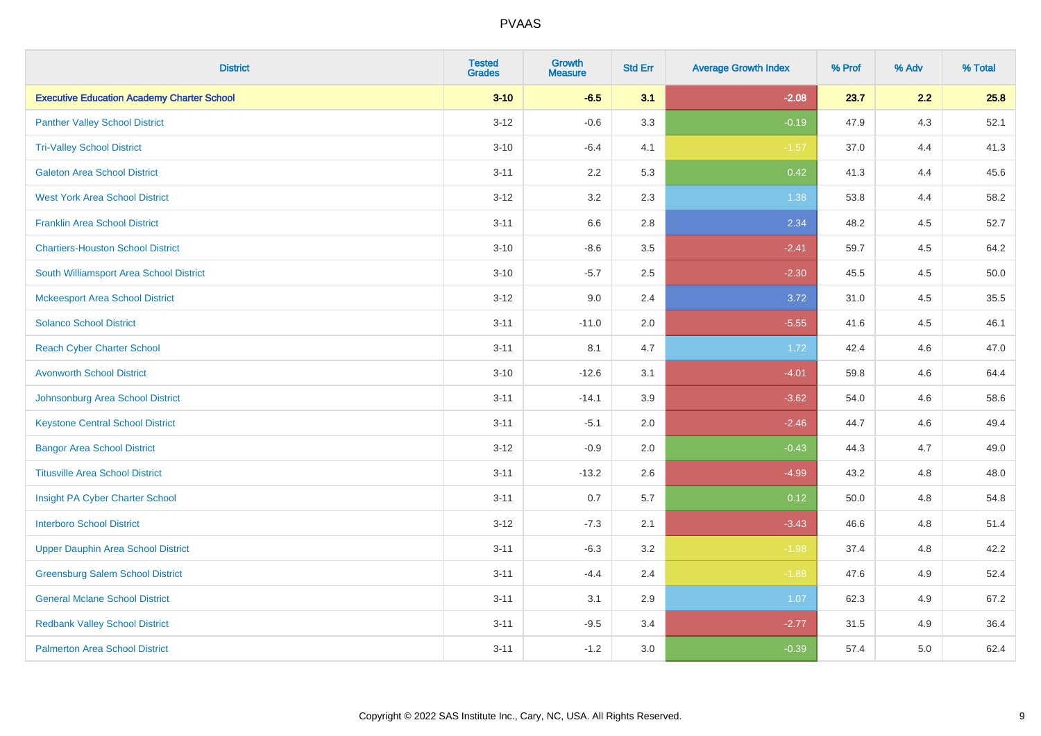| District | Tested Grades | Growth Measure | Std Err | Average Growth Index | % Prof | % Adv | % Total |
|---|---|---|---|---|---|---|---|
| **Executive Education Academy Charter School** | **3-10** | **-6.5** | **3.1** | **-2.08** | **23.7** | **2.2** | **25.8** |
| Panther Valley School District | 3-12 | -0.6 | 3.3 | -0.19 | 47.9 | 4.3 | 52.1 |
| Tri-Valley School District | 3-10 | -6.4 | 4.1 | -1.57 | 37.0 | 4.4 | 41.3 |
| Galeton Area School District | 3-11 | 2.2 | 5.3 | 0.42 | 41.3 | 4.4 | 45.6 |
| West York Area School District | 3-12 | 3.2 | 2.3 | 1.38 | 53.8 | 4.4 | 58.2 |
| Franklin Area School District | 3-11 | 6.6 | 2.8 | 2.34 | 48.2 | 4.5 | 52.7 |
| Chartiers-Houston School District | 3-10 | -8.6 | 3.5 | -2.41 | 59.7 | 4.5 | 64.2 |
| South Williamsport Area School District | 3-10 | -5.7 | 2.5 | -2.30 | 45.5 | 4.5 | 50.0 |
| Mckeesport Area School District | 3-12 | 9.0 | 2.4 | 3.72 | 31.0 | 4.5 | 35.5 |
| Solanco School District | 3-11 | -11.0 | 2.0 | -5.55 | 41.6 | 4.5 | 46.1 |
| Reach Cyber Charter School | 3-11 | 8.1 | 4.7 | 1.72 | 42.4 | 4.6 | 47.0 |
| Avonworth School District | 3-10 | -12.6 | 3.1 | -4.01 | 59.8 | 4.6 | 64.4 |
| Johnsonburg Area School District | 3-11 | -14.1 | 3.9 | -3.62 | 54.0 | 4.6 | 58.6 |
| Keystone Central School District | 3-11 | -5.1 | 2.0 | -2.46 | 44.7 | 4.6 | 49.4 |
| Bangor Area School District | 3-12 | -0.9 | 2.0 | -0.43 | 44.3 | 4.7 | 49.0 |
| Titusville Area School District | 3-11 | -13.2 | 2.6 | -4.99 | 43.2 | 4.8 | 48.0 |
| Insight PA Cyber Charter School | 3-11 | 0.7 | 5.7 | 0.12 | 50.0 | 4.8 | 54.8 |
| Interboro School District | 3-12 | -7.3 | 2.1 | -3.43 | 46.6 | 4.8 | 51.4 |
| Upper Dauphin Area School District | 3-11 | -6.3 | 3.2 | -1.98 | 37.4 | 4.8 | 42.2 |
| Greensburg Salem School District | 3-11 | -4.4 | 2.4 | -1.88 | 47.6 | 4.9 | 52.4 |
| General Mclane School District | 3-11 | 3.1 | 2.9 | 1.07 | 62.3 | 4.9 | 67.2 |
| Redbank Valley School District | 3-11 | -9.5 | 3.4 | -2.77 | 31.5 | 4.9 | 36.4 |
| Palmerton Area School District | 3-11 | -1.2 | 3.0 | -0.39 | 57.4 | 5.0 | 62.4 |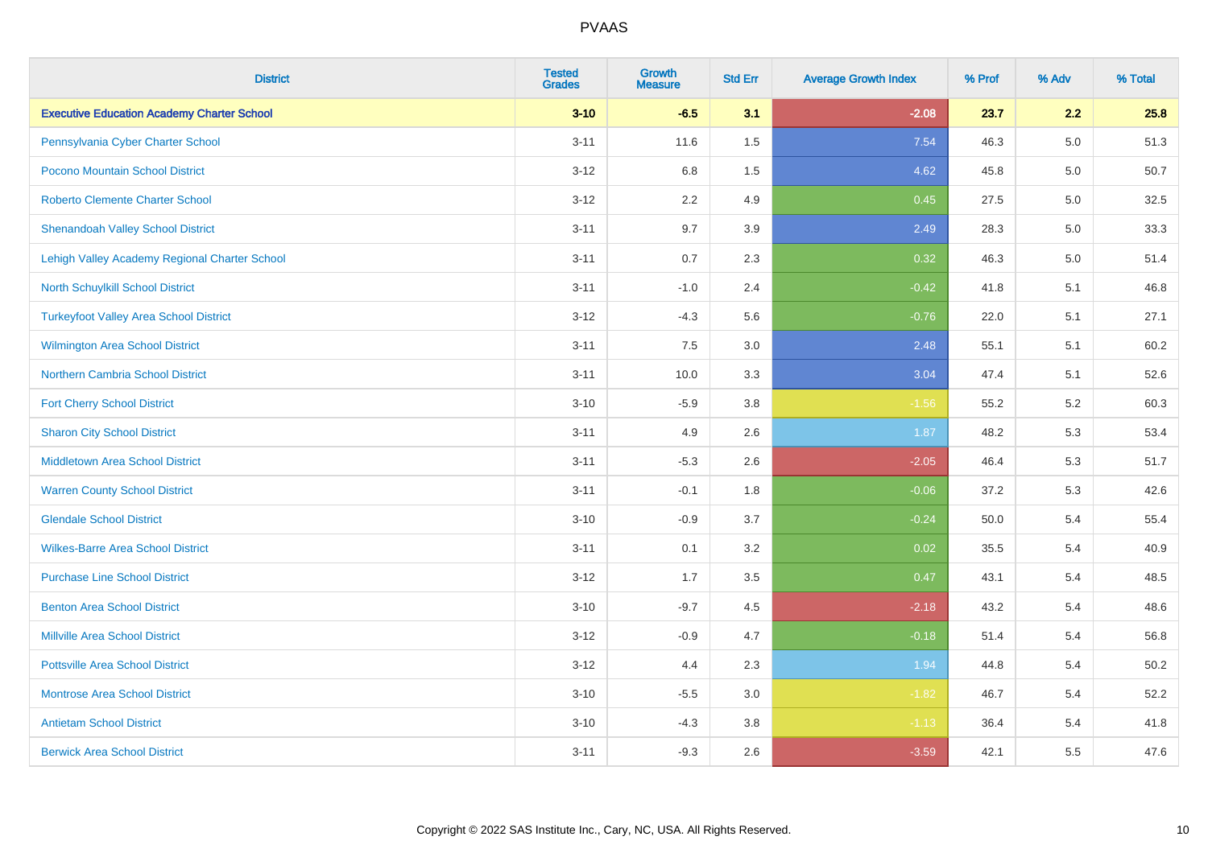PVAAS

| District | Tested Grades | Growth Measure | Std Err | Average Growth Index | % Prof | % Adv | % Total |
|---|---|---|---|---|---|---|---|
| **Executive Education Academy Charter School** | **3-10** | **-6.5** | **3.1** | **-2.08** | **23.7** | **2.2** | **25.8** |
| Pennsylvania Cyber Charter School | 3-11 | 11.6 | 1.5 | 7.54 | 46.3 | 5.0 | 51.3 |
| Pocono Mountain School District | 3-12 | 6.8 | 1.5 | 4.62 | 45.8 | 5.0 | 50.7 |
| Roberto Clemente Charter School | 3-12 | 2.2 | 4.9 | 0.45 | 27.5 | 5.0 | 32.5 |
| Shenandoah Valley School District | 3-11 | 9.7 | 3.9 | 2.49 | 28.3 | 5.0 | 33.3 |
| Lehigh Valley Academy Regional Charter School | 3-11 | 0.7 | 2.3 | 0.32 | 46.3 | 5.0 | 51.4 |
| North Schuylkill School District | 3-11 | -1.0 | 2.4 | -0.42 | 41.8 | 5.1 | 46.8 |
| Turkeyfoot Valley Area School District | 3-12 | -4.3 | 5.6 | -0.76 | 22.0 | 5.1 | 27.1 |
| Wilmington Area School District | 3-11 | 7.5 | 3.0 | 2.48 | 55.1 | 5.1 | 60.2 |
| Northern Cambria School District | 3-11 | 10.0 | 3.3 | 3.04 | 47.4 | 5.1 | 52.6 |
| Fort Cherry School District | 3-10 | -5.9 | 3.8 | -1.56 | 55.2 | 5.2 | 60.3 |
| Sharon City School District | 3-11 | 4.9 | 2.6 | 1.87 | 48.2 | 5.3 | 53.4 |
| Middletown Area School District | 3-11 | -5.3 | 2.6 | -2.05 | 46.4 | 5.3 | 51.7 |
| Warren County School District | 3-11 | -0.1 | 1.8 | -0.06 | 37.2 | 5.3 | 42.6 |
| Glendale School District | 3-10 | -0.9 | 3.7 | -0.24 | 50.0 | 5.4 | 55.4 |
| Wilkes-Barre Area School District | 3-11 | 0.1 | 3.2 | 0.02 | 35.5 | 5.4 | 40.9 |
| Purchase Line School District | 3-12 | 1.7 | 3.5 | 0.47 | 43.1 | 5.4 | 48.5 |
| Benton Area School District | 3-10 | -9.7 | 4.5 | -2.18 | 43.2 | 5.4 | 48.6 |
| Millville Area School District | 3-12 | -0.9 | 4.7 | -0.18 | 51.4 | 5.4 | 56.8 |
| Pottsville Area School District | 3-12 | 4.4 | 2.3 | 1.94 | 44.8 | 5.4 | 50.2 |
| Montrose Area School District | 3-10 | -5.5 | 3.0 | -1.82 | 46.7 | 5.4 | 52.2 |
| Antietam School District | 3-10 | -4.3 | 3.8 | -1.13 | 36.4 | 5.4 | 41.8 |
| Berwick Area School District | 3-11 | -9.3 | 2.6 | -3.59 | 42.1 | 5.5 | 47.6 |

Copyright © 2022 SAS Institute Inc., Cary, NC, USA. All Rights Reserved.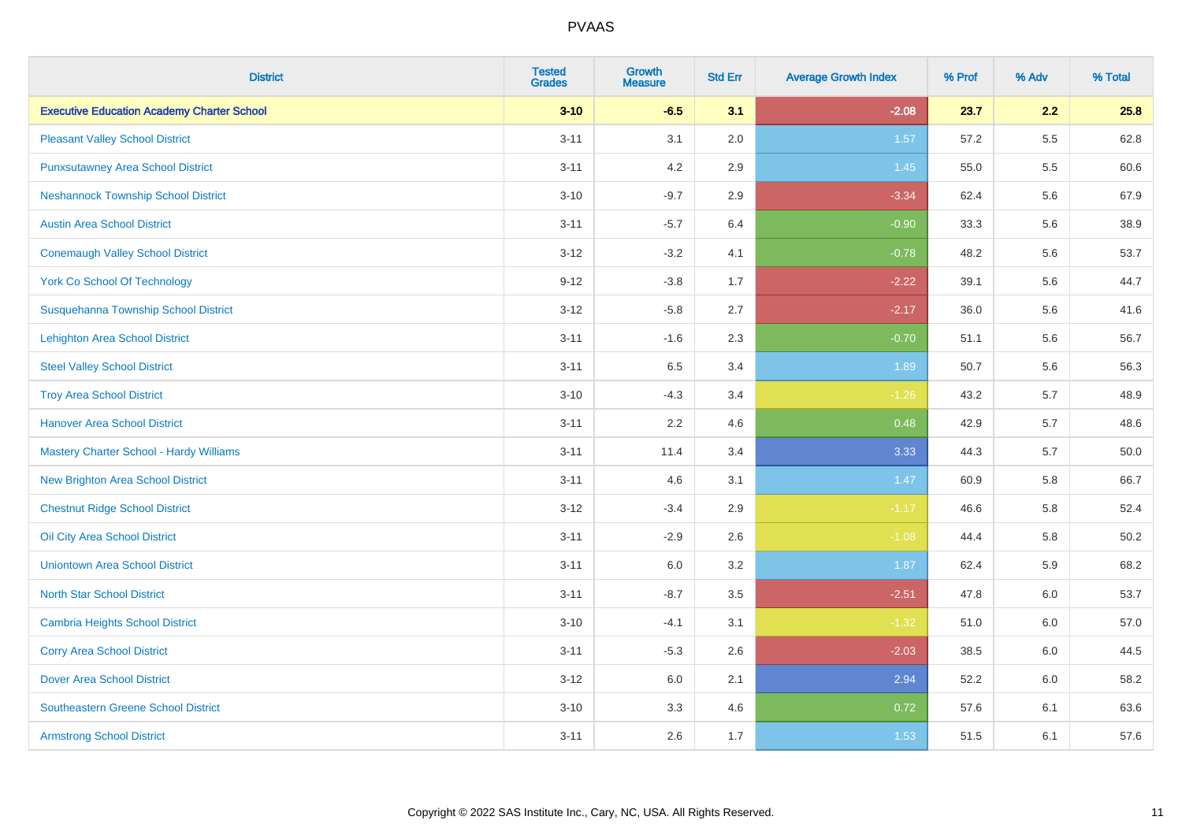| District | Tested Grades | Growth Measure | Std Err | Average Growth Index | % Prof | % Adv | % Total |
|---|---|---|---|---|---|---|---|
| **Executive Education Academy Charter School** | **3-10** | **-6.5** | **3.1** | **-2.08** | **23.7** | **2.2** | **25.8** |
| Pleasant Valley School District | 3-11 | 3.1 | 2.0 | 1.57 | 57.2 | 5.5 | 62.8 |
| Punxsutawney Area School District | 3-11 | 4.2 | 2.9 | 1.45 | 55.0 | 5.5 | 60.6 |
| Neshannock Township School District | 3-10 | -9.7 | 2.9 | -3.34 | 62.4 | 5.6 | 67.9 |
| Austin Area School District | 3-11 | -5.7 | 6.4 | -0.90 | 33.3 | 5.6 | 38.9 |
| Conemaugh Valley School District | 3-12 | -3.2 | 4.1 | -0.78 | 48.2 | 5.6 | 53.7 |
| York Co School Of Technology | 9-12 | -3.8 | 1.7 | -2.22 | 39.1 | 5.6 | 44.7 |
| Susquehanna Township School District | 3-12 | -5.8 | 2.7 | -2.17 | 36.0 | 5.6 | 41.6 |
| Lehighton Area School District | 3-11 | -1.6 | 2.3 | -0.70 | 51.1 | 5.6 | 56.7 |
| Steel Valley School District | 3-11 | 6.5 | 3.4 | 1.89 | 50.7 | 5.6 | 56.3 |
| Troy Area School District | 3-10 | -4.3 | 3.4 | -1.26 | 43.2 | 5.7 | 48.9 |
| Hanover Area School District | 3-11 | 2.2 | 4.6 | 0.48 | 42.9 | 5.7 | 48.6 |
| Mastery Charter School - Hardy Williams | 3-11 | 11.4 | 3.4 | 3.33 | 44.3 | 5.7 | 50.0 |
| New Brighton Area School District | 3-11 | 4.6 | 3.1 | 1.47 | 60.9 | 5.8 | 66.7 |
| Chestnut Ridge School District | 3-12 | -3.4 | 2.9 | -1.17 | 46.6 | 5.8 | 52.4 |
| Oil City Area School District | 3-11 | -2.9 | 2.6 | -1.08 | 44.4 | 5.8 | 50.2 |
| Uniontown Area School District | 3-11 | 6.0 | 3.2 | 1.87 | 62.4 | 5.9 | 68.2 |
| North Star School District | 3-11 | -8.7 | 3.5 | -2.51 | 47.8 | 6.0 | 53.7 |
| Cambria Heights School District | 3-10 | -4.1 | 3.1 | -1.32 | 51.0 | 6.0 | 57.0 |
| Corry Area School District | 3-11 | -5.3 | 2.6 | -2.03 | 38.5 | 6.0 | 44.5 |
| Dover Area School District | 3-12 | 6.0 | 2.1 | 2.94 | 52.2 | 6.0 | 58.2 |
| Southeastern Greene School District | 3-10 | 3.3 | 4.6 | 0.72 | 57.6 | 6.1 | 63.6 |
| Armstrong School District | 3-11 | 2.6 | 1.7 | 1.53 | 51.5 | 6.1 | 57.6 |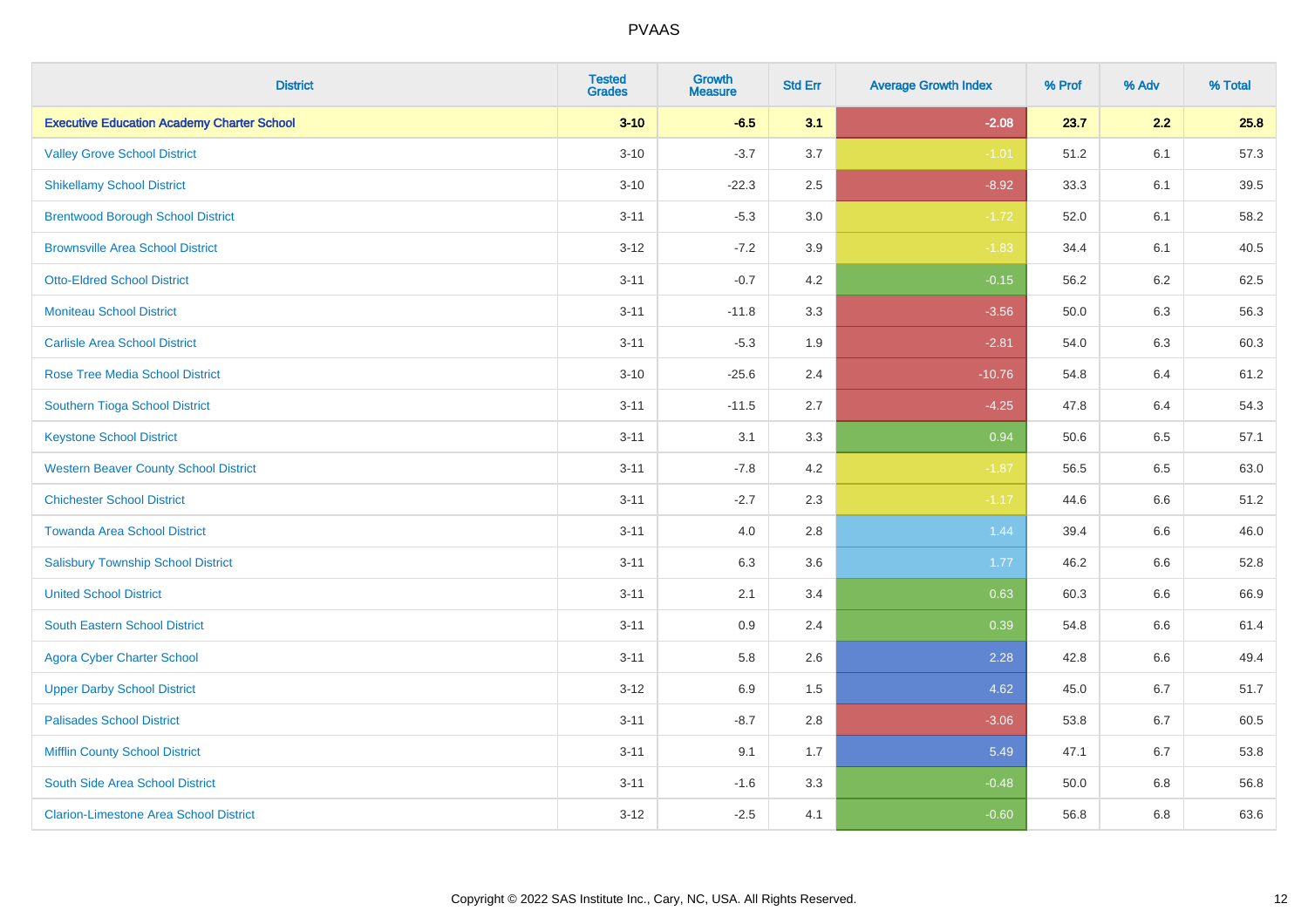# PVAAS

| District | Tested Grades | Growth Measure | Std Err | Average Growth Index | % Prof | % Adv | % Total |
|---|---|---|---|---|---|---|---|
| **Executive Education Academy Charter School** | **3-10** | **-6.5** | **3.1** | **-2.08** | **23.7** | **2.2** | **25.8** |
| Valley Grove School District | 3-10 | -3.7 | 3.7 | -1.01 | 51.2 | 6.1 | 57.3 |
| Shikellamy School District | 3-10 | -22.3 | 2.5 | -8.92 | 33.3 | 6.1 | 39.5 |
| Brentwood Borough School District | 3-11 | -5.3 | 3.0 | -1.72 | 52.0 | 6.1 | 58.2 |
| Brownsville Area School District | 3-12 | -7.2 | 3.9 | -1.83 | 34.4 | 6.1 | 40.5 |
| Otto-Eldred School District | 3-11 | -0.7 | 4.2 | -0.15 | 56.2 | 6.2 | 62.5 |
| Moniteau School District | 3-11 | -11.8 | 3.3 | -3.56 | 50.0 | 6.3 | 56.3 |
| Carlisle Area School District | 3-11 | -5.3 | 1.9 | -2.81 | 54.0 | 6.3 | 60.3 |
| Rose Tree Media School District | 3-10 | -25.6 | 2.4 | -10.76 | 54.8 | 6.4 | 61.2 |
| Southern Tioga School District | 3-11 | -11.5 | 2.7 | -4.25 | 47.8 | 6.4 | 54.3 |
| Keystone School District | 3-11 | 3.1 | 3.3 | 0.94 | 50.6 | 6.5 | 57.1 |
| Western Beaver County School District | 3-11 | -7.8 | 4.2 | -1.87 | 56.5 | 6.5 | 63.0 |
| Chichester School District | 3-11 | -2.7 | 2.3 | -1.17 | 44.6 | 6.6 | 51.2 |
| Towanda Area School District | 3-11 | 4.0 | 2.8 | 1.44 | 39.4 | 6.6 | 46.0 |
| Salisbury Township School District | 3-11 | 6.3 | 3.6 | 1.77 | 46.2 | 6.6 | 52.8 |
| United School District | 3-11 | 2.1 | 3.4 | 0.63 | 60.3 | 6.6 | 66.9 |
| South Eastern School District | 3-11 | 0.9 | 2.4 | 0.39 | 54.8 | 6.6 | 61.4 |
| Agora Cyber Charter School | 3-11 | 5.8 | 2.6 | 2.28 | 42.8 | 6.6 | 49.4 |
| Upper Darby School District | 3-12 | 6.9 | 1.5 | 4.62 | 45.0 | 6.7 | 51.7 |
| Palisades School District | 3-11 | -8.7 | 2.8 | -3.06 | 53.8 | 6.7 | 60.5 |
| Mifflin County School District | 3-11 | 9.1 | 1.7 | 5.49 | 47.1 | 6.7 | 53.8 |
| South Side Area School District | 3-11 | -1.6 | 3.3 | -0.48 | 50.0 | 6.8 | 56.8 |
| Clarion-Limestone Area School District | 3-12 | -2.5 | 4.1 | -0.60 | 56.8 | 6.8 | 63.6 |

Copyright © 2022 SAS Institute Inc., Cary, NC, USA. All Rights Reserved.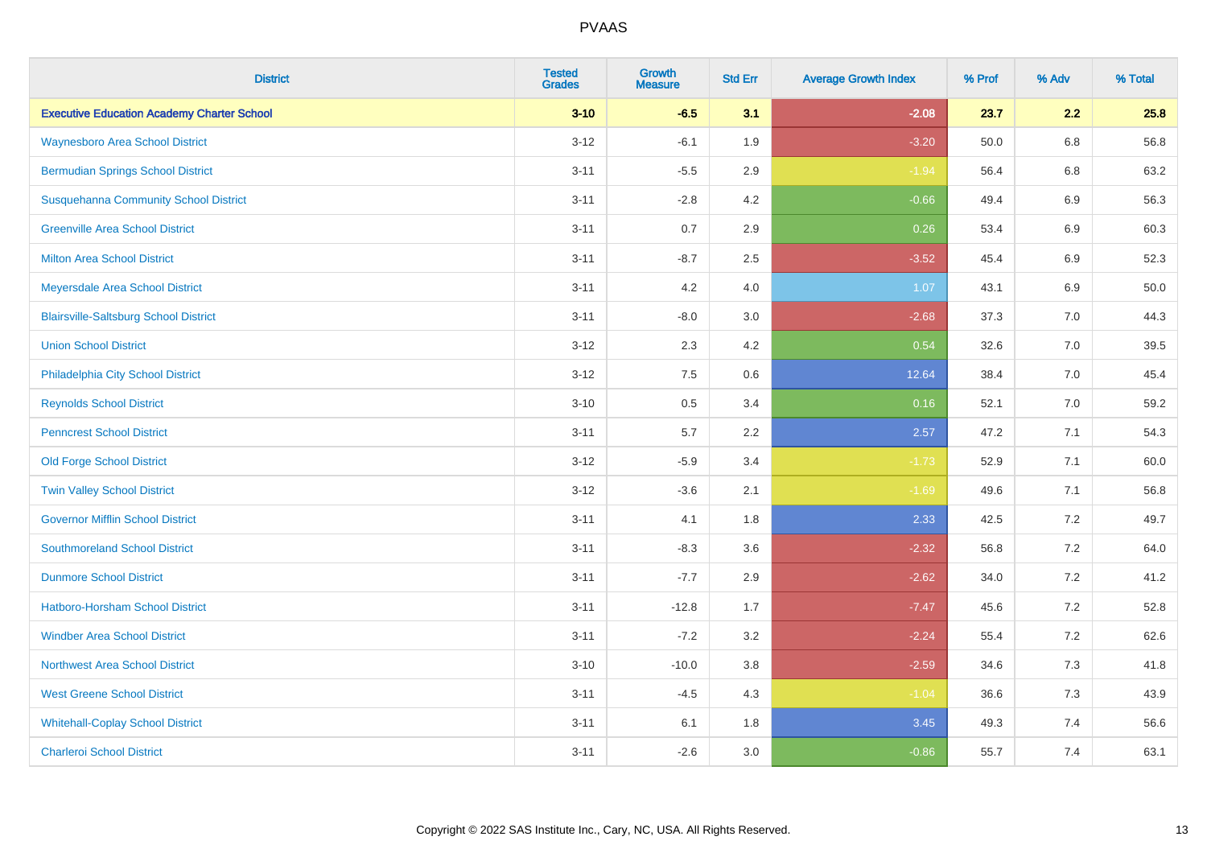| District | Tested Grades | Growth Measure | Std Err | Average Growth Index | % Prof | % Adv | % Total |
|---|---|---|---|---|---|---|---|
| **Executive Education Academy Charter School** | **3-10** | **-6.5** | **3.1** | **-2.08** | **23.7** | **2.2** | **25.8** |
| Waynesboro Area School District | 3-12 | -6.1 | 1.9 | -3.20 | 50.0 | 6.8 | 56.8 |
| Bermudian Springs School District | 3-11 | -5.5 | 2.9 | -1.94 | 56.4 | 6.8 | 63.2 |
| Susquehanna Community School District | 3-11 | -2.8 | 4.2 | -0.66 | 49.4 | 6.9 | 56.3 |
| Greenville Area School District | 3-11 | 0.7 | 2.9 | 0.26 | 53.4 | 6.9 | 60.3 |
| Milton Area School District | 3-11 | -8.7 | 2.5 | -3.52 | 45.4 | 6.9 | 52.3 |
| Meyersdale Area School District | 3-11 | 4.2 | 4.0 | 1.07 | 43.1 | 6.9 | 50.0 |
| Blairsville-Saltsburg School District | 3-11 | -8.0 | 3.0 | -2.68 | 37.3 | 7.0 | 44.3 |
| Union School District | 3-12 | 2.3 | 4.2 | 0.54 | 32.6 | 7.0 | 39.5 |
| Philadelphia City School District | 3-12 | 7.5 | 0.6 | 12.64 | 38.4 | 7.0 | 45.4 |
| Reynolds School District | 3-10 | 0.5 | 3.4 | 0.16 | 52.1 | 7.0 | 59.2 |
| Penncrest School District | 3-11 | 5.7 | 2.2 | 2.57 | 47.2 | 7.1 | 54.3 |
| Old Forge School District | 3-12 | -5.9 | 3.4 | -1.73 | 52.9 | 7.1 | 60.0 |
| Twin Valley School District | 3-12 | -3.6 | 2.1 | -1.69 | 49.6 | 7.1 | 56.8 |
| Governor Mifflin School District | 3-11 | 4.1 | 1.8 | 2.33 | 42.5 | 7.2 | 49.7 |
| Southmoreland School District | 3-11 | -8.3 | 3.6 | -2.32 | 56.8 | 7.2 | 64.0 |
| Dunmore School District | 3-11 | -7.7 | 2.9 | -2.62 | 34.0 | 7.2 | 41.2 |
| Hatboro-Horsham School District | 3-11 | -12.8 | 1.7 | -7.47 | 45.6 | 7.2 | 52.8 |
| Windber Area School District | 3-11 | -7.2 | 3.2 | -2.24 | 55.4 | 7.2 | 62.6 |
| Northwest Area School District | 3-10 | -10.0 | 3.8 | -2.59 | 34.6 | 7.3 | 41.8 |
| West Greene School District | 3-11 | -4.5 | 4.3 | -1.04 | 36.6 | 7.3 | 43.9 |
| Whitehall-Coplay School District | 3-11 | 6.1 | 1.8 | 3.45 | 49.3 | 7.4 | 56.6 |
| Charleroi School District | 3-11 | -2.6 | 3.0 | -0.86 | 55.7 | 7.4 | 63.1 |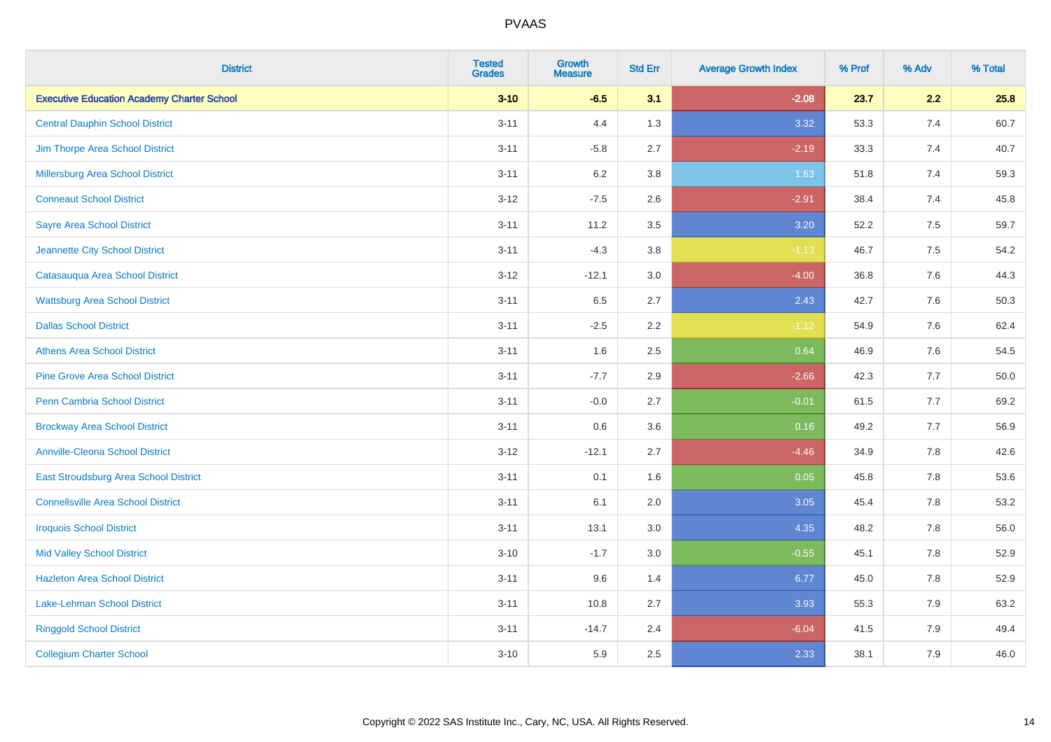| District | Tested Grades | Growth Measure | Std Err | Average Growth Index | % Prof | % Adv | % Total |
|---|---|---|---|---|---|---|---|
| **Executive Education Academy Charter School** | **3-10** | **-6.5** | **3.1** | **-2.08** | **23.7** | **2.2** | **25.8** |
| Central Dauphin School District | 3-11 | 4.4 | 1.3 | 3.32 | 53.3 | 7.4 | 60.7 |
| Jim Thorpe Area School District | 3-11 | -5.8 | 2.7 | -2.19 | 33.3 | 7.4 | 40.7 |
| Millersburg Area School District | 3-11 | 6.2 | 3.8 | 1.63 | 51.8 | 7.4 | 59.3 |
| Conneaut School District | 3-12 | -7.5 | 2.6 | -2.91 | 38.4 | 7.4 | 45.8 |
| Sayre Area School District | 3-11 | 11.2 | 3.5 | 3.20 | 52.2 | 7.5 | 59.7 |
| Jeannette City School District | 3-11 | -4.3 | 3.8 | -1.13 | 46.7 | 7.5 | 54.2 |
| Catasauqua Area School District | 3-12 | -12.1 | 3.0 | -4.00 | 36.8 | 7.6 | 44.3 |
| Wattsburg Area School District | 3-11 | 6.5 | 2.7 | 2.43 | 42.7 | 7.6 | 50.3 |
| Dallas School District | 3-11 | -2.5 | 2.2 | -1.12 | 54.9 | 7.6 | 62.4 |
| Athens Area School District | 3-11 | 1.6 | 2.5 | 0.64 | 46.9 | 7.6 | 54.5 |
| Pine Grove Area School District | 3-11 | -7.7 | 2.9 | -2.66 | 42.3 | 7.7 | 50.0 |
| Penn Cambria School District | 3-11 | -0.0 | 2.7 | -0.01 | 61.5 | 7.7 | 69.2 |
| Brockway Area School District | 3-11 | 0.6 | 3.6 | 0.16 | 49.2 | 7.7 | 56.9 |
| Annville-Cleona School District | 3-12 | -12.1 | 2.7 | -4.46 | 34.9 | 7.8 | 42.6 |
| East Stroudsburg Area School District | 3-11 | 0.1 | 1.6 | 0.05 | 45.8 | 7.8 | 53.6 |
| Connellsville Area School District | 3-11 | 6.1 | 2.0 | 3.05 | 45.4 | 7.8 | 53.2 |
| Iroquois School District | 3-11 | 13.1 | 3.0 | 4.35 | 48.2 | 7.8 | 56.0 |
| Mid Valley School District | 3-10 | -1.7 | 3.0 | -0.55 | 45.1 | 7.8 | 52.9 |
| Hazleton Area School District | 3-11 | 9.6 | 1.4 | 6.77 | 45.0 | 7.8 | 52.9 |
| Lake-Lehman School District | 3-11 | 10.8 | 2.7 | 3.93 | 55.3 | 7.9 | 63.2 |
| Ringgold School District | 3-11 | -14.7 | 2.4 | -6.04 | 41.5 | 7.9 | 49.4 |
| Collegium Charter School | 3-10 | 5.9 | 2.5 | 2.33 | 38.1 | 7.9 | 46.0 |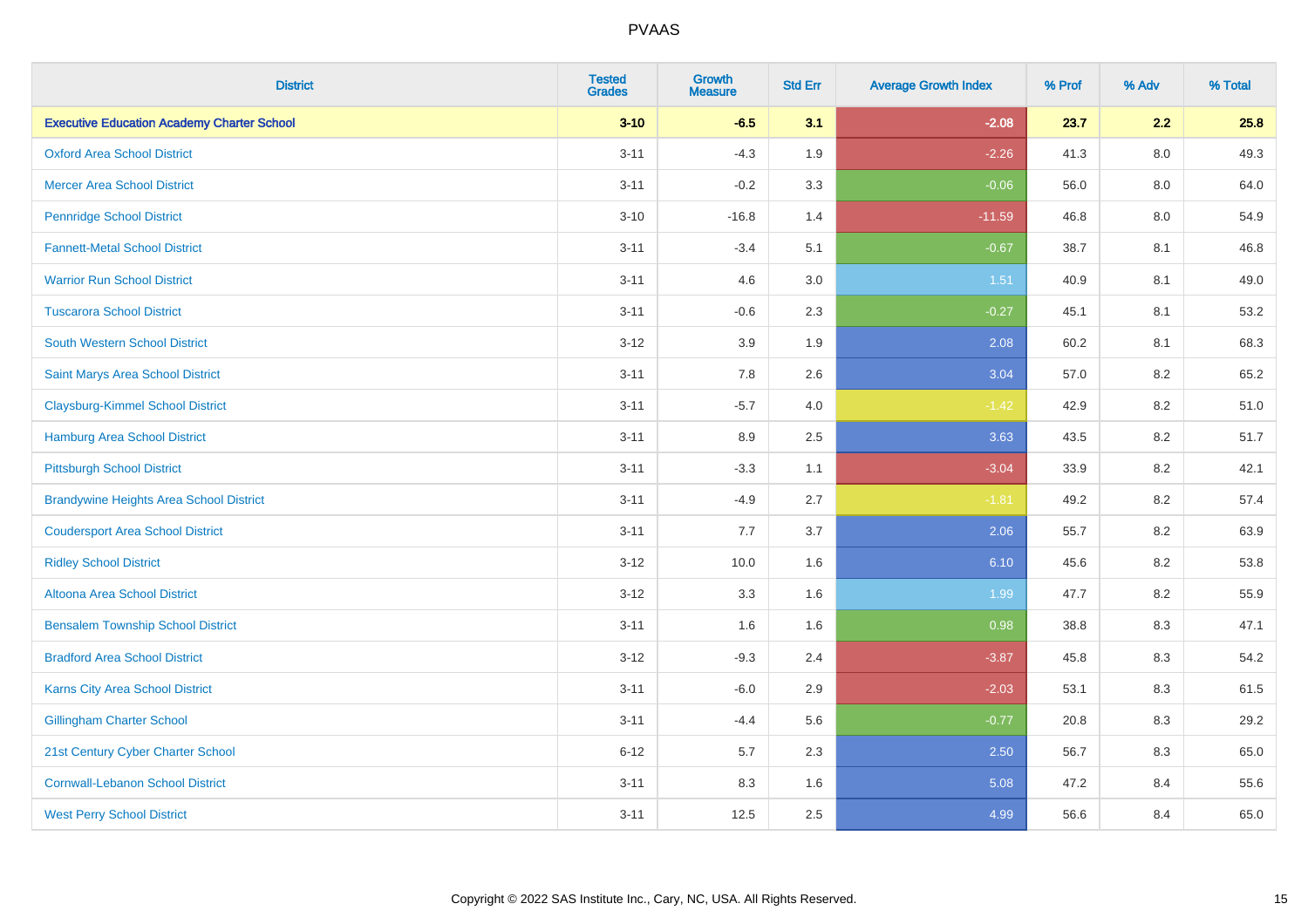| District | Tested Grades | Growth Measure | Std Err | Average Growth Index | % Prof | % Adv | % Total |
|---|---|---|---|---|---|---|---|
| **Executive Education Academy Charter School** | **3-10** | **-6.5** | **3.1** | **-2.08** | **23.7** | **2.2** | **25.8** |
| Oxford Area School District | 3-11 | -4.3 | 1.9 | -2.26 | 41.3 | 8.0 | 49.3 |
| Mercer Area School District | 3-11 | -0.2 | 3.3 | -0.06 | 56.0 | 8.0 | 64.0 |
| Pennridge School District | 3-10 | -16.8 | 1.4 | -11.59 | 46.8 | 8.0 | 54.9 |
| Fannett-Metal School District | 3-11 | -3.4 | 5.1 | -0.67 | 38.7 | 8.1 | 46.8 |
| Warrior Run School District | 3-11 | 4.6 | 3.0 | 1.51 | 40.9 | 8.1 | 49.0 |
| Tuscarora School District | 3-11 | -0.6 | 2.3 | -0.27 | 45.1 | 8.1 | 53.2 |
| South Western School District | 3-12 | 3.9 | 1.9 | 2.08 | 60.2 | 8.1 | 68.3 |
| Saint Marys Area School District | 3-11 | 7.8 | 2.6 | 3.04 | 57.0 | 8.2 | 65.2 |
| Claysburg-Kimmel School District | 3-11 | -5.7 | 4.0 | -1.42 | 42.9 | 8.2 | 51.0 |
| Hamburg Area School District | 3-11 | 8.9 | 2.5 | 3.63 | 43.5 | 8.2 | 51.7 |
| Pittsburgh School District | 3-11 | -3.3 | 1.1 | -3.04 | 33.9 | 8.2 | 42.1 |
| Brandywine Heights Area School District | 3-11 | -4.9 | 2.7 | -1.81 | 49.2 | 8.2 | 57.4 |
| Coudersport Area School District | 3-11 | 7.7 | 3.7 | 2.06 | 55.7 | 8.2 | 63.9 |
| Ridley School District | 3-12 | 10.0 | 1.6 | 6.10 | 45.6 | 8.2 | 53.8 |
| Altoona Area School District | 3-12 | 3.3 | 1.6 | 1.99 | 47.7 | 8.2 | 55.9 |
| Bensalem Township School District | 3-11 | 1.6 | 1.6 | 0.98 | 38.8 | 8.3 | 47.1 |
| Bradford Area School District | 3-12 | -9.3 | 2.4 | -3.87 | 45.8 | 8.3 | 54.2 |
| Karns City Area School District | 3-11 | -6.0 | 2.9 | -2.03 | 53.1 | 8.3 | 61.5 |
| Gillingham Charter School | 3-11 | -4.4 | 5.6 | -0.77 | 20.8 | 8.3 | 29.2 |
| 21st Century Cyber Charter School | 6-12 | 5.7 | 2.3 | 2.50 | 56.7 | 8.3 | 65.0 |
| Cornwall-Lebanon School District | 3-11 | 8.3 | 1.6 | 5.08 | 47.2 | 8.4 | 55.6 |
| West Perry School District | 3-11 | 12.5 | 2.5 | 4.99 | 56.6 | 8.4 | 65.0 |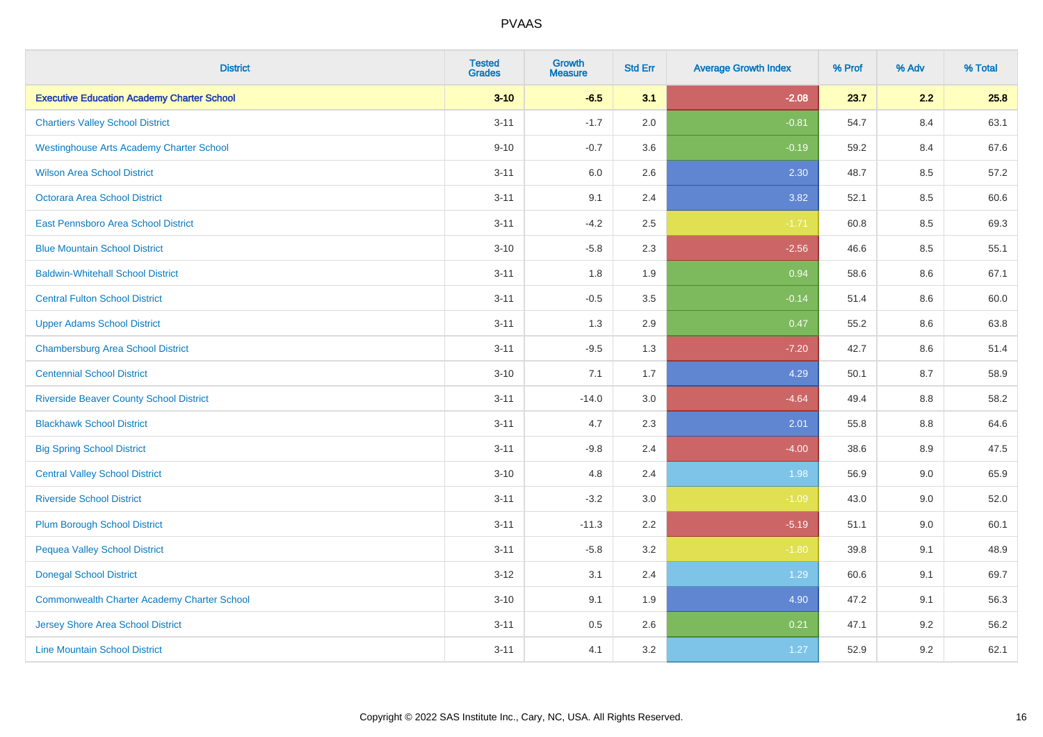| District | Tested Grades | Growth Measure | Std Err | Average Growth Index | % Prof | % Adv | % Total |
|---|---|---|---|---|---|---|---|
| **Executive Education Academy Charter School** | **3-10** | **-6.5** | **3.1** | **-2.08** | **23.7** | **2.2** | **25.8** |
| Chartiers Valley School District | 3-11 | -1.7 | 2.0 | -0.81 | 54.7 | 8.4 | 63.1 |
| Westinghouse Arts Academy Charter School | 9-10 | -0.7 | 3.6 | -0.19 | 59.2 | 8.4 | 67.6 |
| Wilson Area School District | 3-11 | 6.0 | 2.6 | 2.30 | 48.7 | 8.5 | 57.2 |
| Octorara Area School District | 3-11 | 9.1 | 2.4 | 3.82 | 52.1 | 8.5 | 60.6 |
| East Pennsboro Area School District | 3-11 | -4.2 | 2.5 | -1.71 | 60.8 | 8.5 | 69.3 |
| Blue Mountain School District | 3-10 | -5.8 | 2.3 | -2.56 | 46.6 | 8.5 | 55.1 |
| Baldwin-Whitehall School District | 3-11 | 1.8 | 1.9 | 0.94 | 58.6 | 8.6 | 67.1 |
| Central Fulton School District | 3-11 | -0.5 | 3.5 | -0.14 | 51.4 | 8.6 | 60.0 |
| Upper Adams School District | 3-11 | 1.3 | 2.9 | 0.47 | 55.2 | 8.6 | 63.8 |
| Chambersburg Area School District | 3-11 | -9.5 | 1.3 | -7.20 | 42.7 | 8.6 | 51.4 |
| Centennial School District | 3-10 | 7.1 | 1.7 | 4.29 | 50.1 | 8.7 | 58.9 |
| Riverside Beaver County School District | 3-11 | -14.0 | 3.0 | -4.64 | 49.4 | 8.8 | 58.2 |
| Blackhawk School District | 3-11 | 4.7 | 2.3 | 2.01 | 55.8 | 8.8 | 64.6 |
| Big Spring School District | 3-11 | -9.8 | 2.4 | -4.00 | 38.6 | 8.9 | 47.5 |
| Central Valley School District | 3-10 | 4.8 | 2.4 | 1.98 | 56.9 | 9.0 | 65.9 |
| Riverside School District | 3-11 | -3.2 | 3.0 | -1.09 | 43.0 | 9.0 | 52.0 |
| Plum Borough School District | 3-11 | -11.3 | 2.2 | -5.19 | 51.1 | 9.0 | 60.1 |
| Pequea Valley School District | 3-11 | -5.8 | 3.2 | -1.80 | 39.8 | 9.1 | 48.9 |
| Donegal School District | 3-12 | 3.1 | 2.4 | 1.29 | 60.6 | 9.1 | 69.7 |
| Commonwealth Charter Academy Charter School | 3-10 | 9.1 | 1.9 | 4.90 | 47.2 | 9.1 | 56.3 |
| Jersey Shore Area School District | 3-11 | 0.5 | 2.6 | 0.21 | 47.1 | 9.2 | 56.2 |
| Line Mountain School District | 3-11 | 4.1 | 3.2 | 1.27 | 52.9 | 9.2 | 62.1 |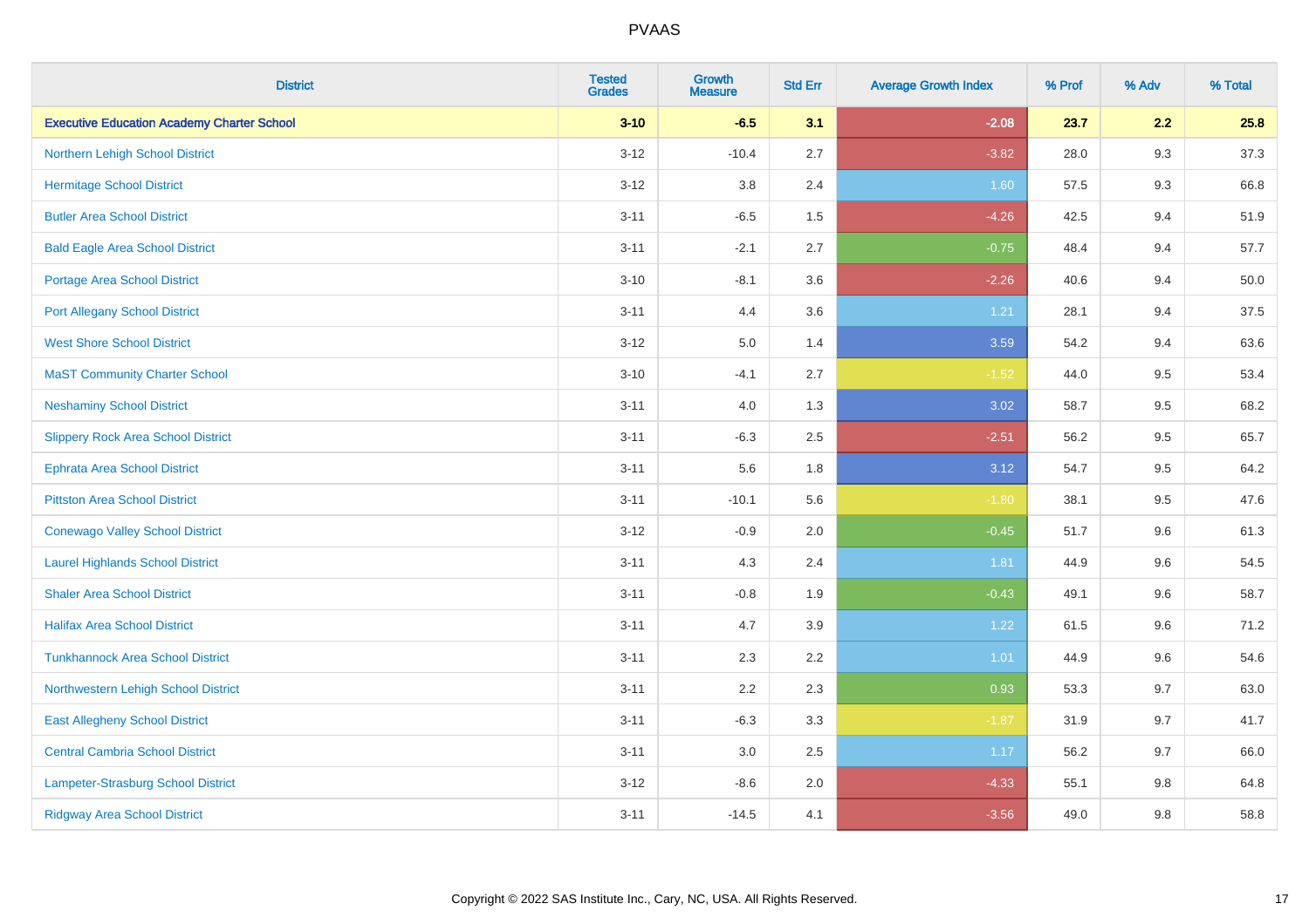| District | Tested Grades | Growth Measure | Std Err | Average Growth Index | % Prof | % Adv | % Total |
|---|---|---|---|---|---|---|---|
| **Executive Education Academy Charter School** | **3-10** | **-6.5** | **3.1** | **-2.08** | **23.7** | **2.2** | **25.8** |
| Northern Lehigh School District | 3-12 | -10.4 | 2.7 | -3.82 | 28.0 | 9.3 | 37.3 |
| Hermitage School District | 3-12 | 3.8 | 2.4 | 1.60 | 57.5 | 9.3 | 66.8 |
| Butler Area School District | 3-11 | -6.5 | 1.5 | -4.26 | 42.5 | 9.4 | 51.9 |
| Bald Eagle Area School District | 3-11 | -2.1 | 2.7 | -0.75 | 48.4 | 9.4 | 57.7 |
| Portage Area School District | 3-10 | -8.1 | 3.6 | -2.26 | 40.6 | 9.4 | 50.0 |
| Port Allegany School District | 3-11 | 4.4 | 3.6 | 1.21 | 28.1 | 9.4 | 37.5 |
| West Shore School District | 3-12 | 5.0 | 1.4 | 3.59 | 54.2 | 9.4 | 63.6 |
| MaST Community Charter School | 3-10 | -4.1 | 2.7 | -1.52 | 44.0 | 9.5 | 53.4 |
| Neshaminy School District | 3-11 | 4.0 | 1.3 | 3.02 | 58.7 | 9.5 | 68.2 |
| Slippery Rock Area School District | 3-11 | -6.3 | 2.5 | -2.51 | 56.2 | 9.5 | 65.7 |
| Ephrata Area School District | 3-11 | 5.6 | 1.8 | 3.12 | 54.7 | 9.5 | 64.2 |
| Pittston Area School District | 3-11 | -10.1 | 5.6 | -1.80 | 38.1 | 9.5 | 47.6 |
| Conewago Valley School District | 3-12 | -0.9 | 2.0 | -0.45 | 51.7 | 9.6 | 61.3 |
| Laurel Highlands School District | 3-11 | 4.3 | 2.4 | 1.81 | 44.9 | 9.6 | 54.5 |
| Shaler Area School District | 3-11 | -0.8 | 1.9 | -0.43 | 49.1 | 9.6 | 58.7 |
| Halifax Area School District | 3-11 | 4.7 | 3.9 | 1.22 | 61.5 | 9.6 | 71.2 |
| Tunkhannock Area School District | 3-11 | 2.3 | 2.2 | 1.01 | 44.9 | 9.6 | 54.6 |
| Northwestern Lehigh School District | 3-11 | 2.2 | 2.3 | 0.93 | 53.3 | 9.7 | 63.0 |
| East Allegheny School District | 3-11 | -6.3 | 3.3 | -1.87 | 31.9 | 9.7 | 41.7 |
| Central Cambria School District | 3-11 | 3.0 | 2.5 | 1.17 | 56.2 | 9.7 | 66.0 |
| Lampeter-Strasburg School District | 3-12 | -8.6 | 2.0 | -4.33 | 55.1 | 9.8 | 64.8 |
| Ridgway Area School District | 3-11 | -14.5 | 4.1 | -3.56 | 49.0 | 9.8 | 58.8 |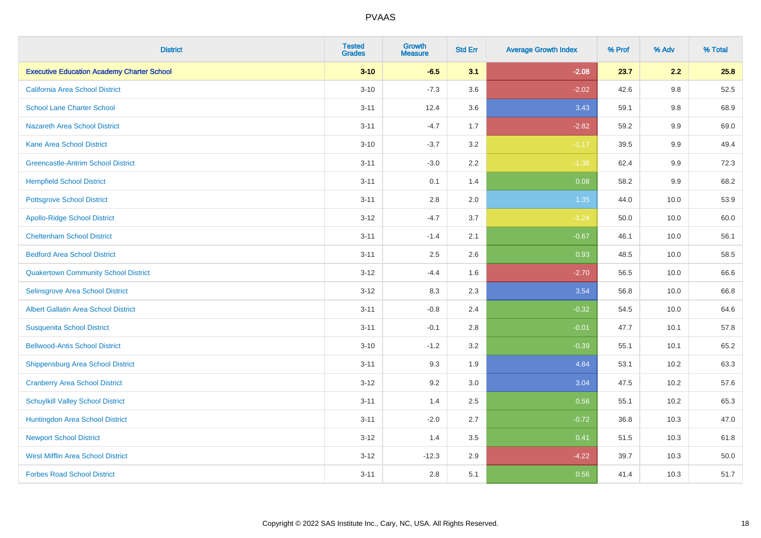# PVAAS

| District | Tested Grades | Growth Measure | Std Err | Average Growth Index | % Prof | % Adv | % Total |
|---|---|---|---|---|---|---|---|
| **Executive Education Academy Charter School** | **3-10** | **-6.5** | **3.1** | **-2.08** | **23.7** | **2.2** | **25.8** |
| California Area School District | 3-10 | -7.3 | 3.6 | -2.02 | 42.6 | 9.8 | 52.5 |
| School Lane Charter School | 3-11 | 12.4 | 3.6 | 3.43 | 59.1 | 9.8 | 68.9 |
| Nazareth Area School District | 3-11 | -4.7 | 1.7 | -2.82 | 59.2 | 9.9 | 69.0 |
| Kane Area School District | 3-10 | -3.7 | 3.2 | -1.17 | 39.5 | 9.9 | 49.4 |
| Greencastle-Antrim School District | 3-11 | -3.0 | 2.2 | -1.36 | 62.4 | 9.9 | 72.3 |
| Hempfield School District | 3-11 | 0.1 | 1.4 | 0.08 | 58.2 | 9.9 | 68.2 |
| Pottsgrove School District | 3-11 | 2.8 | 2.0 | 1.35 | 44.0 | 10.0 | 53.9 |
| Apollo-Ridge School District | 3-12 | -4.7 | 3.7 | -1.24 | 50.0 | 10.0 | 60.0 |
| Cheltenham School District | 3-11 | -1.4 | 2.1 | -0.67 | 46.1 | 10.0 | 56.1 |
| Bedford Area School District | 3-11 | 2.5 | 2.6 | 0.93 | 48.5 | 10.0 | 58.5 |
| Quakertown Community School District | 3-12 | -4.4 | 1.6 | -2.70 | 56.5 | 10.0 | 66.6 |
| Selinsgrove Area School District | 3-12 | 8.3 | 2.3 | 3.54 | 56.8 | 10.0 | 66.8 |
| Albert Gallatin Area School District | 3-11 | -0.8 | 2.4 | -0.32 | 54.5 | 10.0 | 64.6 |
| Susquenita School District | 3-11 | -0.1 | 2.8 | -0.01 | 47.7 | 10.1 | 57.8 |
| Bellwood-Antis School District | 3-10 | -1.2 | 3.2 | -0.39 | 55.1 | 10.1 | 65.2 |
| Shippensburg Area School District | 3-11 | 9.3 | 1.9 | 4.84 | 53.1 | 10.2 | 63.3 |
| Cranberry Area School District | 3-12 | 9.2 | 3.0 | 3.04 | 47.5 | 10.2 | 57.6 |
| Schuylkill Valley School District | 3-11 | 1.4 | 2.5 | 0.56 | 55.1 | 10.2 | 65.3 |
| Huntingdon Area School District | 3-11 | -2.0 | 2.7 | -0.72 | 36.8 | 10.3 | 47.0 |
| Newport School District | 3-12 | 1.4 | 3.5 | 0.41 | 51.5 | 10.3 | 61.8 |
| West Mifflin Area School District | 3-12 | -12.3 | 2.9 | -4.22 | 39.7 | 10.3 | 50.0 |
| Forbes Road School District | 3-11 | 2.8 | 5.1 | 0.56 | 41.4 | 10.3 | 51.7 |

Copyright © 2022 SAS Institute Inc., Cary, NC, USA. All Rights Reserved.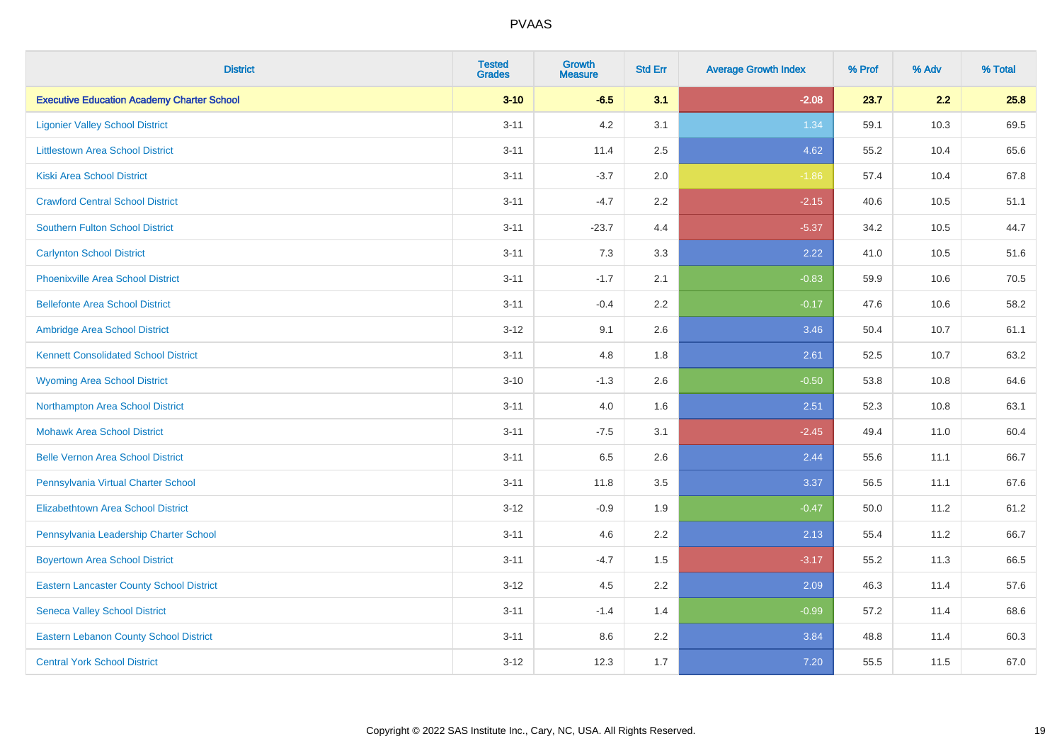| District | Tested Grades | Growth Measure | Std Err | Average Growth Index | % Prof | % Adv | % Total |
|---|---|---|---|---|---|---|---|
| **Executive Education Academy Charter School** | **3-10** | **-6.5** | **3.1** | **-2.08** | **23.7** | **2.2** | **25.8** |
| Ligonier Valley School District | 3-11 | 4.2 | 3.1 | 1.34 | 59.1 | 10.3 | 69.5 |
| Littlestown Area School District | 3-11 | 11.4 | 2.5 | 4.62 | 55.2 | 10.4 | 65.6 |
| Kiski Area School District | 3-11 | -3.7 | 2.0 | -1.86 | 57.4 | 10.4 | 67.8 |
| Crawford Central School District | 3-11 | -4.7 | 2.2 | -2.15 | 40.6 | 10.5 | 51.1 |
| Southern Fulton School District | 3-11 | -23.7 | 4.4 | -5.37 | 34.2 | 10.5 | 44.7 |
| Carlynton School District | 3-11 | 7.3 | 3.3 | 2.22 | 41.0 | 10.5 | 51.6 |
| Phoenixville Area School District | 3-11 | -1.7 | 2.1 | -0.83 | 59.9 | 10.6 | 70.5 |
| Bellefonte Area School District | 3-11 | -0.4 | 2.2 | -0.17 | 47.6 | 10.6 | 58.2 |
| Ambridge Area School District | 3-12 | 9.1 | 2.6 | 3.46 | 50.4 | 10.7 | 61.1 |
| Kennett Consolidated School District | 3-11 | 4.8 | 1.8 | 2.61 | 52.5 | 10.7 | 63.2 |
| Wyoming Area School District | 3-10 | -1.3 | 2.6 | -0.50 | 53.8 | 10.8 | 64.6 |
| Northampton Area School District | 3-11 | 4.0 | 1.6 | 2.51 | 52.3 | 10.8 | 63.1 |
| Mohawk Area School District | 3-11 | -7.5 | 3.1 | -2.45 | 49.4 | 11.0 | 60.4 |
| Belle Vernon Area School District | 3-11 | 6.5 | 2.6 | 2.44 | 55.6 | 11.1 | 66.7 |
| Pennsylvania Virtual Charter School | 3-11 | 11.8 | 3.5 | 3.37 | 56.5 | 11.1 | 67.6 |
| Elizabethtown Area School District | 3-12 | -0.9 | 1.9 | -0.47 | 50.0 | 11.2 | 61.2 |
| Pennsylvania Leadership Charter School | 3-11 | 4.6 | 2.2 | 2.13 | 55.4 | 11.2 | 66.7 |
| Boyertown Area School District | 3-11 | -4.7 | 1.5 | -3.17 | 55.2 | 11.3 | 66.5 |
| Eastern Lancaster County School District | 3-12 | 4.5 | 2.2 | 2.09 | 46.3 | 11.4 | 57.6 |
| Seneca Valley School District | 3-11 | -1.4 | 1.4 | -0.99 | 57.2 | 11.4 | 68.6 |
| Eastern Lebanon County School District | 3-11 | 8.6 | 2.2 | 3.84 | 48.8 | 11.4 | 60.3 |
| Central York School District | 3-12 | 12.3 | 1.7 | 7.20 | 55.5 | 11.5 | 67.0 |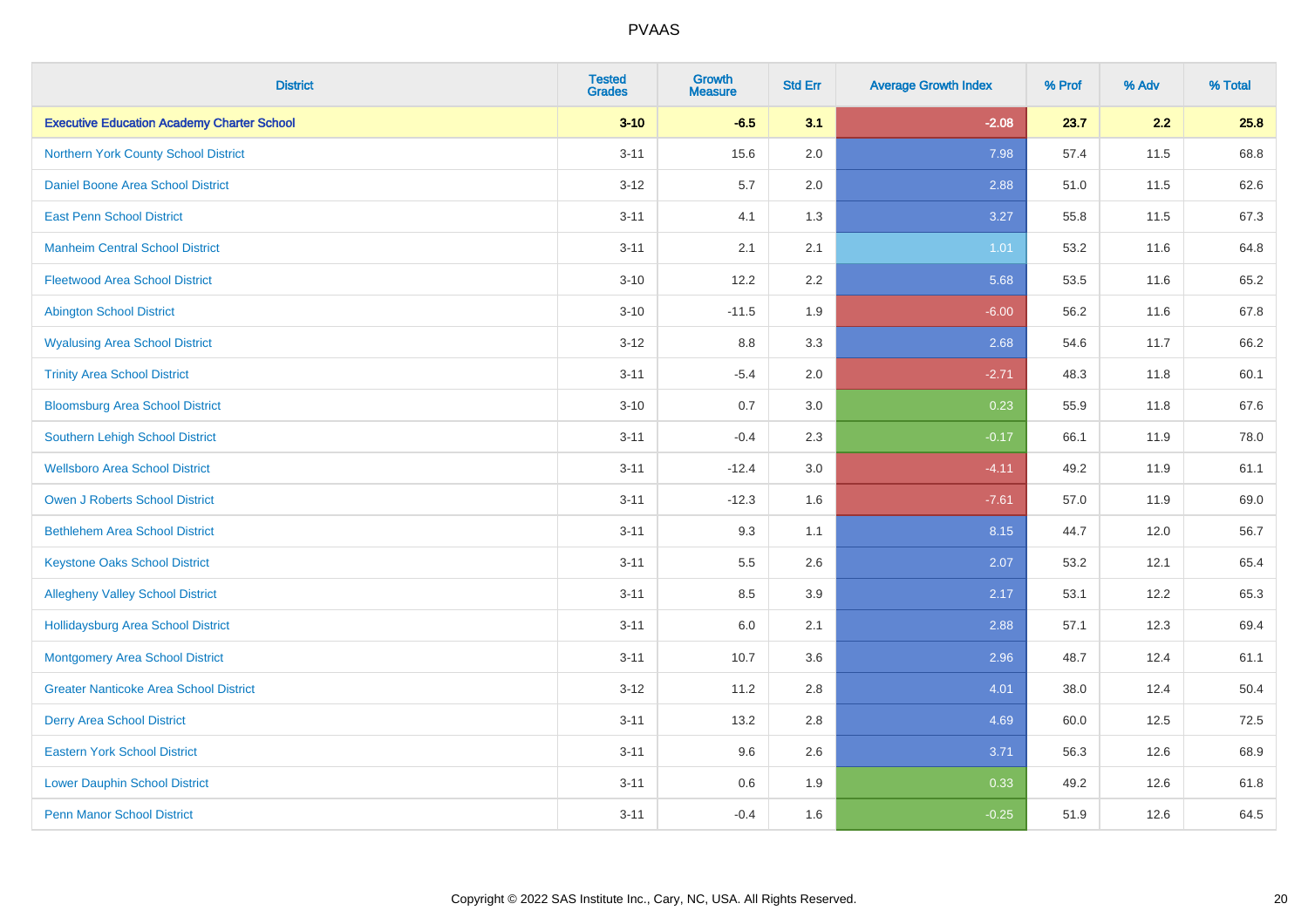# PVAAS

| District | Tested Grades | Growth Measure | Std Err | Average Growth Index | % Prof | % Adv | % Total |
|---|---|---|---|---|---|---|---|
| **Executive Education Academy Charter School** | **3-10** | **-6.5** | **3.1** | **-2.08** | **23.7** | **2.2** | **25.8** |
| Northern York County School District | 3-11 | 15.6 | 2.0 | 7.98 | 57.4 | 11.5 | 68.8 |
| Daniel Boone Area School District | 3-12 | 5.7 | 2.0 | 2.88 | 51.0 | 11.5 | 62.6 |
| East Penn School District | 3-11 | 4.1 | 1.3 | 3.27 | 55.8 | 11.5 | 67.3 |
| Manheim Central School District | 3-11 | 2.1 | 2.1 | 1.01 | 53.2 | 11.6 | 64.8 |
| Fleetwood Area School District | 3-10 | 12.2 | 2.2 | 5.68 | 53.5 | 11.6 | 65.2 |
| Abington School District | 3-10 | -11.5 | 1.9 | -6.00 | 56.2 | 11.6 | 67.8 |
| Wyalusing Area School District | 3-12 | 8.8 | 3.3 | 2.68 | 54.6 | 11.7 | 66.2 |
| Trinity Area School District | 3-11 | -5.4 | 2.0 | -2.71 | 48.3 | 11.8 | 60.1 |
| Bloomsburg Area School District | 3-10 | 0.7 | 3.0 | 0.23 | 55.9 | 11.8 | 67.6 |
| Southern Lehigh School District | 3-11 | -0.4 | 2.3 | -0.17 | 66.1 | 11.9 | 78.0 |
| Wellsboro Area School District | 3-11 | -12.4 | 3.0 | -4.11 | 49.2 | 11.9 | 61.1 |
| Owen J Roberts School District | 3-11 | -12.3 | 1.6 | -7.61 | 57.0 | 11.9 | 69.0 |
| Bethlehem Area School District | 3-11 | 9.3 | 1.1 | 8.15 | 44.7 | 12.0 | 56.7 |
| Keystone Oaks School District | 3-11 | 5.5 | 2.6 | 2.07 | 53.2 | 12.1 | 65.4 |
| Allegheny Valley School District | 3-11 | 8.5 | 3.9 | 2.17 | 53.1 | 12.2 | 65.3 |
| Hollidaysburg Area School District | 3-11 | 6.0 | 2.1 | 2.88 | 57.1 | 12.3 | 69.4 |
| Montgomery Area School District | 3-11 | 10.7 | 3.6 | 2.96 | 48.7 | 12.4 | 61.1 |
| Greater Nanticoke Area School District | 3-12 | 11.2 | 2.8 | 4.01 | 38.0 | 12.4 | 50.4 |
| Derry Area School District | 3-11 | 13.2 | 2.8 | 4.69 | 60.0 | 12.5 | 72.5 |
| Eastern York School District | 3-11 | 9.6 | 2.6 | 3.71 | 56.3 | 12.6 | 68.9 |
| Lower Dauphin School District | 3-11 | 0.6 | 1.9 | 0.33 | 49.2 | 12.6 | 61.8 |
| Penn Manor School District | 3-11 | -0.4 | 1.6 | -0.25 | 51.9 | 12.6 | 64.5 |

Copyright © 2022 SAS Institute Inc., Cary, NC, USA. All Rights Reserved.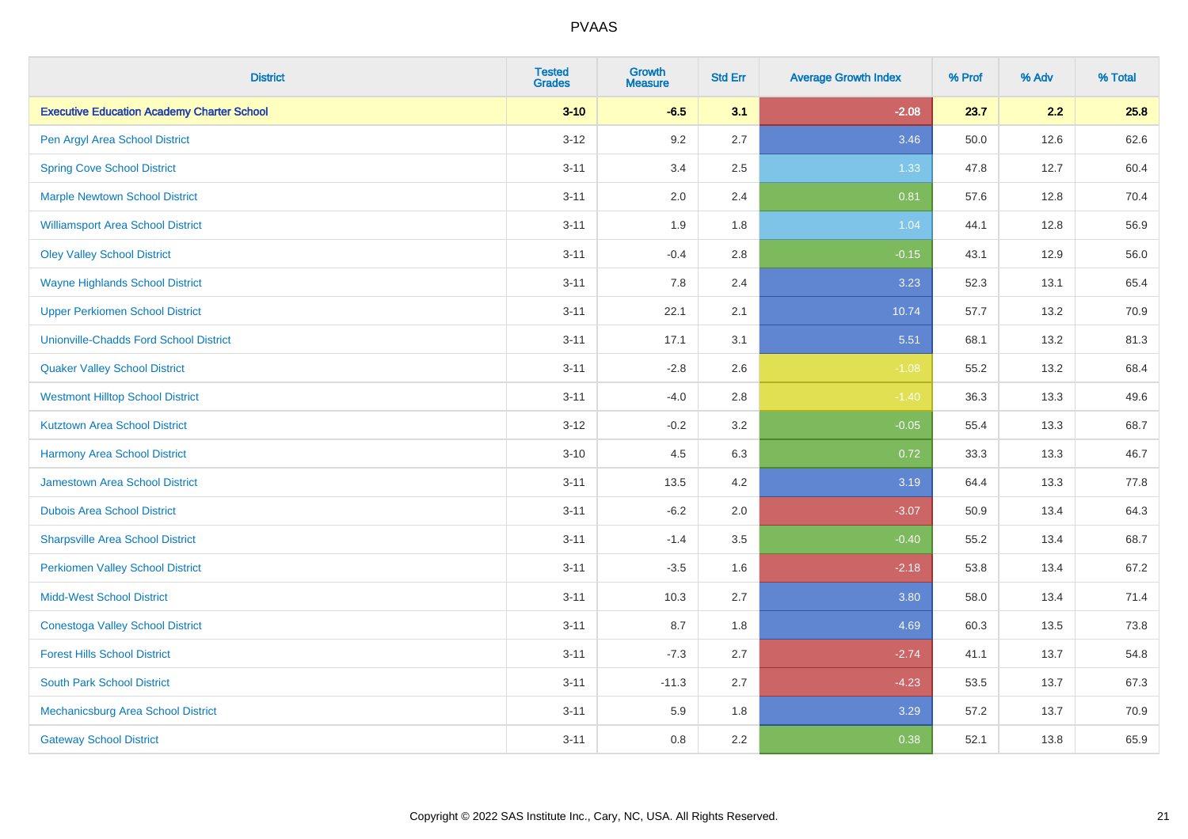# PVAAS

| District | Tested Grades | Growth Measure | Std Err | Average Growth Index | % Prof | % Adv | % Total |
|---|---|---|---|---|---|---|---|
| **Executive Education Academy Charter School** | **3-10** | **-6.5** | **3.1** | **-2.08** | **23.7** | **2.2** | **25.8** |
| Pen Argyl Area School District | 3-12 | 9.2 | 2.7 | 3.46 | 50.0 | 12.6 | 62.6 |
| Spring Cove School District | 3-11 | 3.4 | 2.5 | 1.33 | 47.8 | 12.7 | 60.4 |
| Marple Newtown School District | 3-11 | 2.0 | 2.4 | 0.81 | 57.6 | 12.8 | 70.4 |
| Williamsport Area School District | 3-11 | 1.9 | 1.8 | 1.04 | 44.1 | 12.8 | 56.9 |
| Oley Valley School District | 3-11 | -0.4 | 2.8 | -0.15 | 43.1 | 12.9 | 56.0 |
| Wayne Highlands School District | 3-11 | 7.8 | 2.4 | 3.23 | 52.3 | 13.1 | 65.4 |
| Upper Perkiomen School District | 3-11 | 22.1 | 2.1 | 10.74 | 57.7 | 13.2 | 70.9 |
| Unionville-Chadds Ford School District | 3-11 | 17.1 | 3.1 | 5.51 | 68.1 | 13.2 | 81.3 |
| Quaker Valley School District | 3-11 | -2.8 | 2.6 | -1.08 | 55.2 | 13.2 | 68.4 |
| Westmont Hilltop School District | 3-11 | -4.0 | 2.8 | -1.40 | 36.3 | 13.3 | 49.6 |
| Kutztown Area School District | 3-12 | -0.2 | 3.2 | -0.05 | 55.4 | 13.3 | 68.7 |
| Harmony Area School District | 3-10 | 4.5 | 6.3 | 0.72 | 33.3 | 13.3 | 46.7 |
| Jamestown Area School District | 3-11 | 13.5 | 4.2 | 3.19 | 64.4 | 13.3 | 77.8 |
| Dubois Area School District | 3-11 | -6.2 | 2.0 | -3.07 | 50.9 | 13.4 | 64.3 |
| Sharpsville Area School District | 3-11 | -1.4 | 3.5 | -0.40 | 55.2 | 13.4 | 68.7 |
| Perkiomen Valley School District | 3-11 | -3.5 | 1.6 | -2.18 | 53.8 | 13.4 | 67.2 |
| Midd-West School District | 3-11 | 10.3 | 2.7 | 3.80 | 58.0 | 13.4 | 71.4 |
| Conestoga Valley School District | 3-11 | 8.7 | 1.8 | 4.69 | 60.3 | 13.5 | 73.8 |
| Forest Hills School District | 3-11 | -7.3 | 2.7 | -2.74 | 41.1 | 13.7 | 54.8 |
| South Park School District | 3-11 | -11.3 | 2.7 | -4.23 | 53.5 | 13.7 | 67.3 |
| Mechanicsburg Area School District | 3-11 | 5.9 | 1.8 | 3.29 | 57.2 | 13.7 | 70.9 |
| Gateway School District | 3-11 | 0.8 | 2.2 | 0.38 | 52.1 | 13.8 | 65.9 |

Copyright © 2022 SAS Institute Inc., Cary, NC, USA. All Rights Reserved.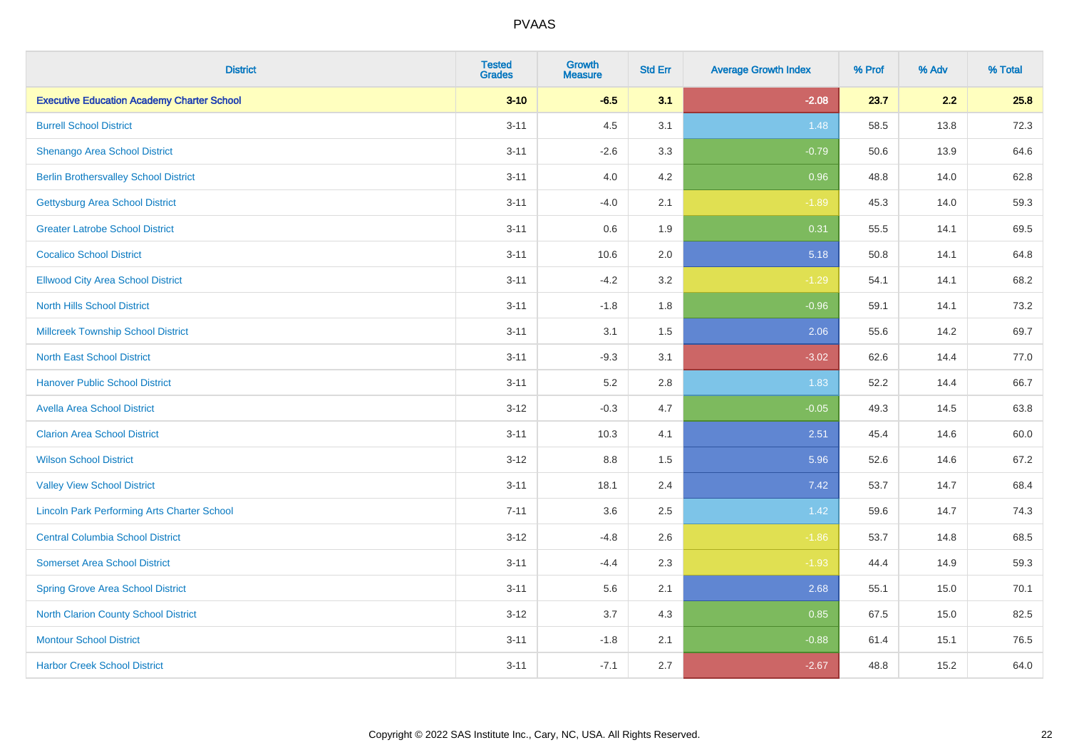| District | Tested Grades | Growth Measure | Std Err | Average Growth Index | % Prof | % Adv | % Total |
|---|---|---|---|---|---|---|---|
| **Executive Education Academy Charter School** | **3-10** | **-6.5** | **3.1** | **-2.08** | **23.7** | **2.2** | **25.8** |
| Burrell School District | 3-11 | 4.5 | 3.1 | 1.48 | 58.5 | 13.8 | 72.3 |
| Shenango Area School District | 3-11 | -2.6 | 3.3 | -0.79 | 50.6 | 13.9 | 64.6 |
| Berlin Brothersvalley School District | 3-11 | 4.0 | 4.2 | 0.96 | 48.8 | 14.0 | 62.8 |
| Gettysburg Area School District | 3-11 | -4.0 | 2.1 | -1.89 | 45.3 | 14.0 | 59.3 |
| Greater Latrobe School District | 3-11 | 0.6 | 1.9 | 0.31 | 55.5 | 14.1 | 69.5 |
| Cocalico School District | 3-11 | 10.6 | 2.0 | 5.18 | 50.8 | 14.1 | 64.8 |
| Ellwood City Area School District | 3-11 | -4.2 | 3.2 | -1.29 | 54.1 | 14.1 | 68.2 |
| North Hills School District | 3-11 | -1.8 | 1.8 | -0.96 | 59.1 | 14.1 | 73.2 |
| Millcreek Township School District | 3-11 | 3.1 | 1.5 | 2.06 | 55.6 | 14.2 | 69.7 |
| North East School District | 3-11 | -9.3 | 3.1 | -3.02 | 62.6 | 14.4 | 77.0 |
| Hanover Public School District | 3-11 | 5.2 | 2.8 | 1.83 | 52.2 | 14.4 | 66.7 |
| Avella Area School District | 3-12 | -0.3 | 4.7 | -0.05 | 49.3 | 14.5 | 63.8 |
| Clarion Area School District | 3-11 | 10.3 | 4.1 | 2.51 | 45.4 | 14.6 | 60.0 |
| Wilson School District | 3-12 | 8.8 | 1.5 | 5.96 | 52.6 | 14.6 | 67.2 |
| Valley View School District | 3-11 | 18.1 | 2.4 | 7.42 | 53.7 | 14.7 | 68.4 |
| Lincoln Park Performing Arts Charter School | 7-11 | 3.6 | 2.5 | 1.42 | 59.6 | 14.7 | 74.3 |
| Central Columbia School District | 3-12 | -4.8 | 2.6 | -1.86 | 53.7 | 14.8 | 68.5 |
| Somerset Area School District | 3-11 | -4.4 | 2.3 | -1.93 | 44.4 | 14.9 | 59.3 |
| Spring Grove Area School District | 3-11 | 5.6 | 2.1 | 2.68 | 55.1 | 15.0 | 70.1 |
| North Clarion County School District | 3-12 | 3.7 | 4.3 | 0.85 | 67.5 | 15.0 | 82.5 |
| Montour School District | 3-11 | -1.8 | 2.1 | -0.88 | 61.4 | 15.1 | 76.5 |
| Harbor Creek School District | 3-11 | -7.1 | 2.7 | -2.67 | 48.8 | 15.2 | 64.0 |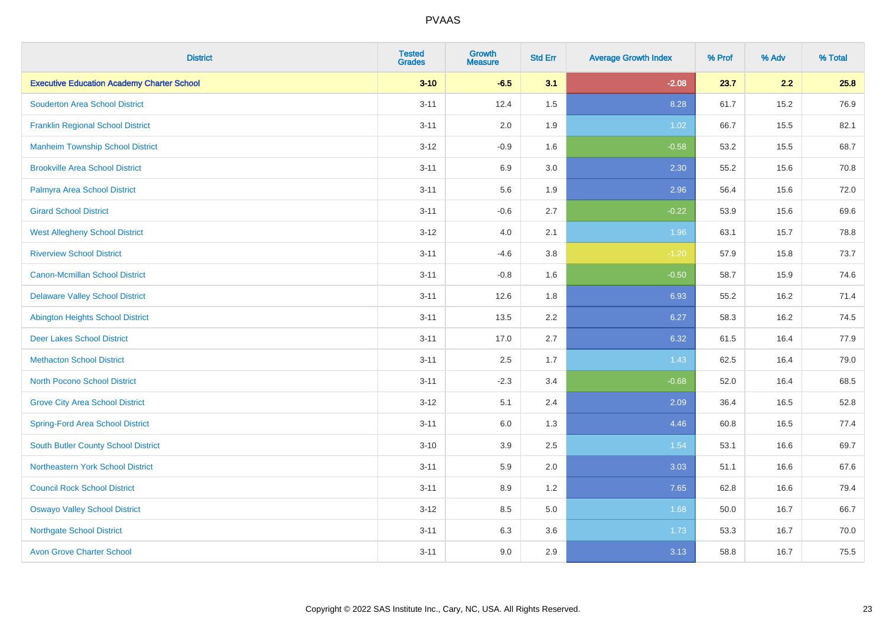| District | Tested Grades | Growth Measure | Std Err | Average Growth Index | % Prof | % Adv | % Total |
|---|---|---|---|---|---|---|---|
| **Executive Education Academy Charter School** | **3-10** | **-6.5** | **3.1** | **-2.08** | **23.7** | **2.2** | **25.8** |
| Souderton Area School District | 3-11 | 12.4 | 1.5 | 8.28 | 61.7 | 15.2 | 76.9 |
| Franklin Regional School District | 3-11 | 2.0 | 1.9 | 1.02 | 66.7 | 15.5 | 82.1 |
| Manheim Township School District | 3-12 | -0.9 | 1.6 | -0.58 | 53.2 | 15.5 | 68.7 |
| Brookville Area School District | 3-11 | 6.9 | 3.0 | 2.30 | 55.2 | 15.6 | 70.8 |
| Palmyra Area School District | 3-11 | 5.6 | 1.9 | 2.96 | 56.4 | 15.6 | 72.0 |
| Girard School District | 3-11 | -0.6 | 2.7 | -0.22 | 53.9 | 15.6 | 69.6 |
| West Allegheny School District | 3-12 | 4.0 | 2.1 | 1.96 | 63.1 | 15.7 | 78.8 |
| Riverview School District | 3-11 | -4.6 | 3.8 | -1.20 | 57.9 | 15.8 | 73.7 |
| Canon-Mcmillan School District | 3-11 | -0.8 | 1.6 | -0.50 | 58.7 | 15.9 | 74.6 |
| Delaware Valley School District | 3-11 | 12.6 | 1.8 | 6.93 | 55.2 | 16.2 | 71.4 |
| Abington Heights School District | 3-11 | 13.5 | 2.2 | 6.27 | 58.3 | 16.2 | 74.5 |
| Deer Lakes School District | 3-11 | 17.0 | 2.7 | 6.32 | 61.5 | 16.4 | 77.9 |
| Methacton School District | 3-11 | 2.5 | 1.7 | 1.43 | 62.5 | 16.4 | 79.0 |
| North Pocono School District | 3-11 | -2.3 | 3.4 | -0.68 | 52.0 | 16.4 | 68.5 |
| Grove City Area School District | 3-12 | 5.1 | 2.4 | 2.09 | 36.4 | 16.5 | 52.8 |
| Spring-Ford Area School District | 3-11 | 6.0 | 1.3 | 4.46 | 60.8 | 16.5 | 77.4 |
| South Butler County School District | 3-10 | 3.9 | 2.5 | 1.54 | 53.1 | 16.6 | 69.7 |
| Northeastern York School District | 3-11 | 5.9 | 2.0 | 3.03 | 51.1 | 16.6 | 67.6 |
| Council Rock School District | 3-11 | 8.9 | 1.2 | 7.65 | 62.8 | 16.6 | 79.4 |
| Oswayo Valley School District | 3-12 | 8.5 | 5.0 | 1.68 | 50.0 | 16.7 | 66.7 |
| Northgate School District | 3-11 | 6.3 | 3.6 | 1.73 | 53.3 | 16.7 | 70.0 |
| Avon Grove Charter School | 3-11 | 9.0 | 2.9 | 3.13 | 58.8 | 16.7 | 75.5 |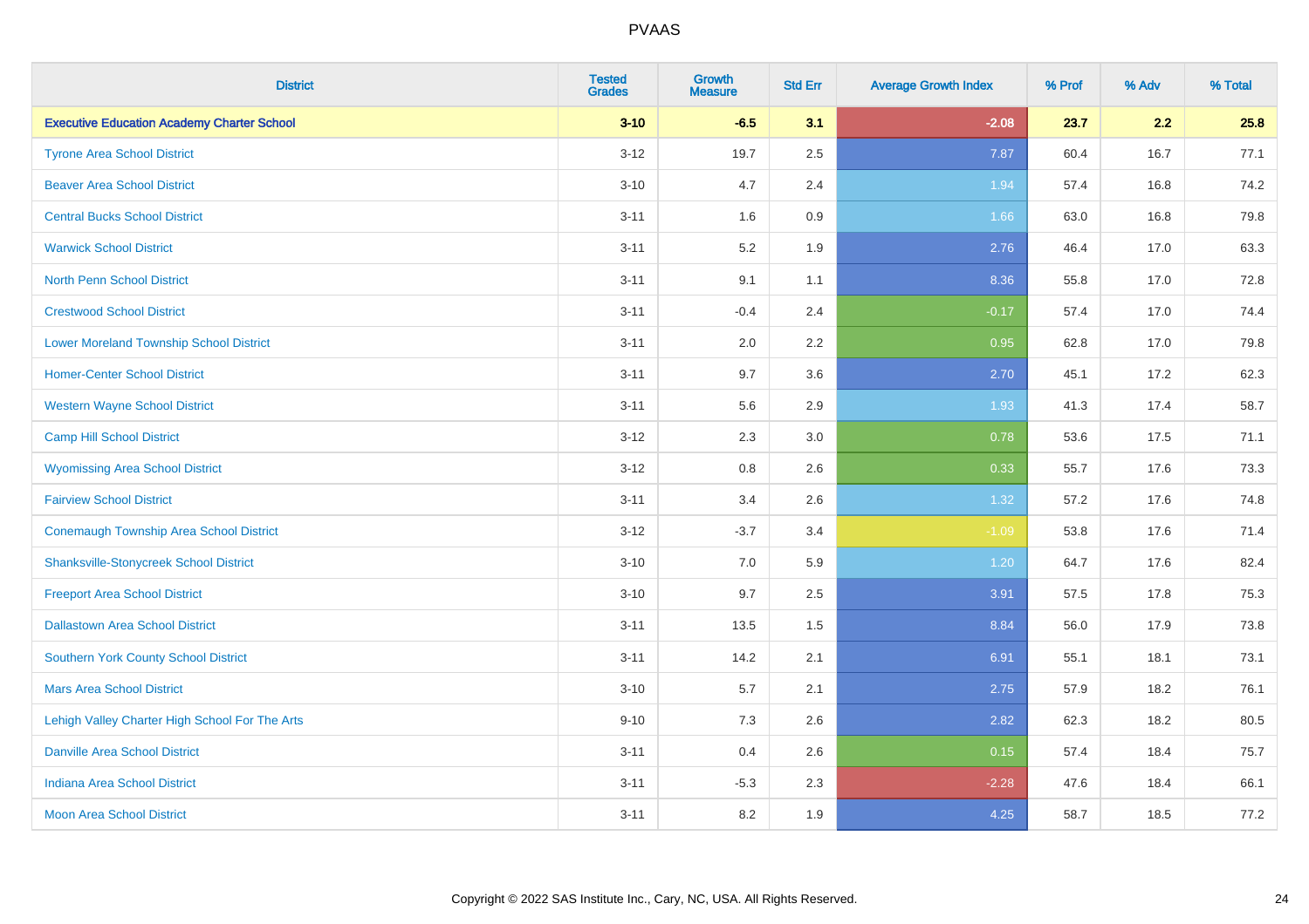| District | Tested Grades | Growth Measure | Std Err | Average Growth Index | % Prof | % Adv | % Total |
|---|---|---|---|---|---|---|---|
| **Executive Education Academy Charter School** | **3-10** | **-6.5** | **3.1** | **-2.08** | **23.7** | **2.2** | **25.8** |
| Tyrone Area School District | 3-12 | 19.7 | 2.5 | 7.87 | 60.4 | 16.7 | 77.1 |
| Beaver Area School District | 3-10 | 4.7 | 2.4 | 1.94 | 57.4 | 16.8 | 74.2 |
| Central Bucks School District | 3-11 | 1.6 | 0.9 | 1.66 | 63.0 | 16.8 | 79.8 |
| Warwick School District | 3-11 | 5.2 | 1.9 | 2.76 | 46.4 | 17.0 | 63.3 |
| North Penn School District | 3-11 | 9.1 | 1.1 | 8.36 | 55.8 | 17.0 | 72.8 |
| Crestwood School District | 3-11 | -0.4 | 2.4 | -0.17 | 57.4 | 17.0 | 74.4 |
| Lower Moreland Township School District | 3-11 | 2.0 | 2.2 | 0.95 | 62.8 | 17.0 | 79.8 |
| Homer-Center School District | 3-11 | 9.7 | 3.6 | 2.70 | 45.1 | 17.2 | 62.3 |
| Western Wayne School District | 3-11 | 5.6 | 2.9 | 1.93 | 41.3 | 17.4 | 58.7 |
| Camp Hill School District | 3-12 | 2.3 | 3.0 | 0.78 | 53.6 | 17.5 | 71.1 |
| Wyomissing Area School District | 3-12 | 0.8 | 2.6 | 0.33 | 55.7 | 17.6 | 73.3 |
| Fairview School District | 3-11 | 3.4 | 2.6 | 1.32 | 57.2 | 17.6 | 74.8 |
| Conemaugh Township Area School District | 3-12 | -3.7 | 3.4 | -1.09 | 53.8 | 17.6 | 71.4 |
| Shanksville-Stonycreek School District | 3-10 | 7.0 | 5.9 | 1.20 | 64.7 | 17.6 | 82.4 |
| Freeport Area School District | 3-10 | 9.7 | 2.5 | 3.91 | 57.5 | 17.8 | 75.3 |
| Dallastown Area School District | 3-11 | 13.5 | 1.5 | 8.84 | 56.0 | 17.9 | 73.8 |
| Southern York County School District | 3-11 | 14.2 | 2.1 | 6.91 | 55.1 | 18.1 | 73.1 |
| Mars Area School District | 3-10 | 5.7 | 2.1 | 2.75 | 57.9 | 18.2 | 76.1 |
| Lehigh Valley Charter High School For The Arts | 9-10 | 7.3 | 2.6 | 2.82 | 62.3 | 18.2 | 80.5 |
| Danville Area School District | 3-11 | 0.4 | 2.6 | 0.15 | 57.4 | 18.4 | 75.7 |
| Indiana Area School District | 3-11 | -5.3 | 2.3 | -2.28 | 47.6 | 18.4 | 66.1 |
| Moon Area School District | 3-11 | 8.2 | 1.9 | 4.25 | 58.7 | 18.5 | 77.2 |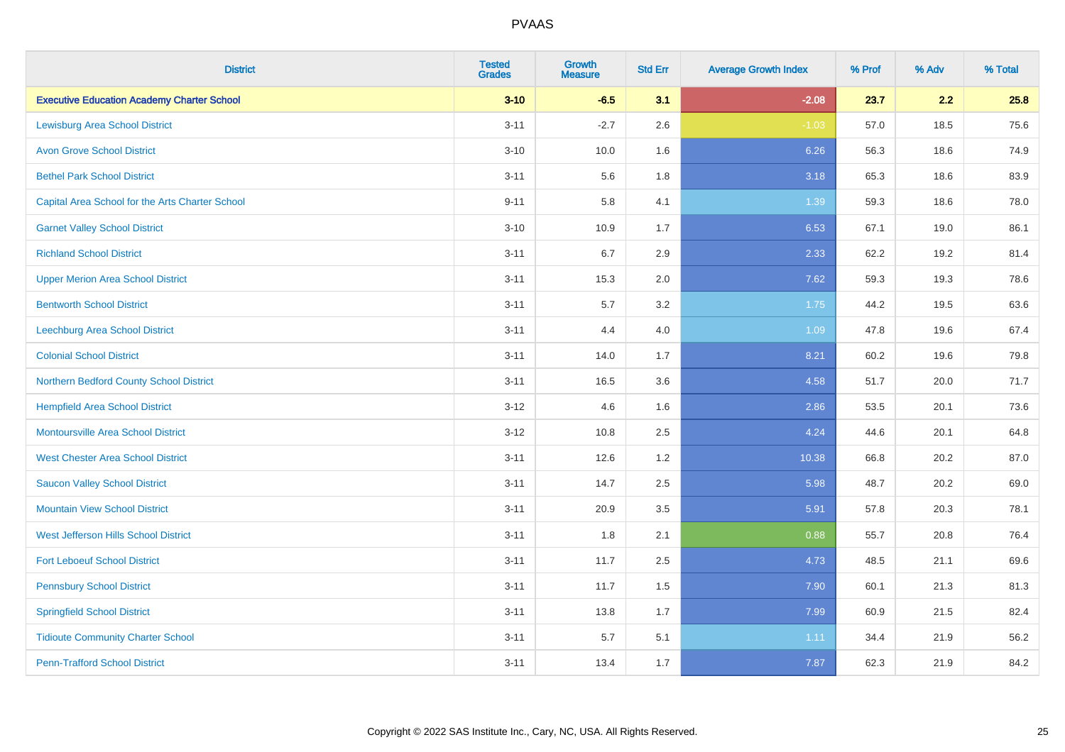| District | Tested Grades | Growth Measure | Std Err | Average Growth Index | % Prof | % Adv | % Total |
|---|---|---|---|---|---|---|---|
| **Executive Education Academy Charter School** | **3-10** | **-6.5** | **3.1** | **-2.08** | **23.7** | **2.2** | **25.8** |
| Lewisburg Area School District | 3-11 | -2.7 | 2.6 | -1.03 | 57.0 | 18.5 | 75.6 |
| Avon Grove School District | 3-10 | 10.0 | 1.6 | 6.26 | 56.3 | 18.6 | 74.9 |
| Bethel Park School District | 3-11 | 5.6 | 1.8 | 3.18 | 65.3 | 18.6 | 83.9 |
| Capital Area School for the Arts Charter School | 9-11 | 5.8 | 4.1 | 1.39 | 59.3 | 18.6 | 78.0 |
| Garnet Valley School District | 3-10 | 10.9 | 1.7 | 6.53 | 67.1 | 19.0 | 86.1 |
| Richland School District | 3-11 | 6.7 | 2.9 | 2.33 | 62.2 | 19.2 | 81.4 |
| Upper Merion Area School District | 3-11 | 15.3 | 2.0 | 7.62 | 59.3 | 19.3 | 78.6 |
| Bentworth School District | 3-11 | 5.7 | 3.2 | 1.75 | 44.2 | 19.5 | 63.6 |
| Leechburg Area School District | 3-11 | 4.4 | 4.0 | 1.09 | 47.8 | 19.6 | 67.4 |
| Colonial School District | 3-11 | 14.0 | 1.7 | 8.21 | 60.2 | 19.6 | 79.8 |
| Northern Bedford County School District | 3-11 | 16.5 | 3.6 | 4.58 | 51.7 | 20.0 | 71.7 |
| Hempfield Area School District | 3-12 | 4.6 | 1.6 | 2.86 | 53.5 | 20.1 | 73.6 |
| Montoursville Area School District | 3-12 | 10.8 | 2.5 | 4.24 | 44.6 | 20.1 | 64.8 |
| West Chester Area School District | 3-11 | 12.6 | 1.2 | 10.38 | 66.8 | 20.2 | 87.0 |
| Saucon Valley School District | 3-11 | 14.7 | 2.5 | 5.98 | 48.7 | 20.2 | 69.0 |
| Mountain View School District | 3-11 | 20.9 | 3.5 | 5.91 | 57.8 | 20.3 | 78.1 |
| West Jefferson Hills School District | 3-11 | 1.8 | 2.1 | 0.88 | 55.7 | 20.8 | 76.4 |
| Fort Leboeuf School District | 3-11 | 11.7 | 2.5 | 4.73 | 48.5 | 21.1 | 69.6 |
| Pennsbury School District | 3-11 | 11.7 | 1.5 | 7.90 | 60.1 | 21.3 | 81.3 |
| Springfield School District | 3-11 | 13.8 | 1.7 | 7.99 | 60.9 | 21.5 | 82.4 |
| Tidioute Community Charter School | 3-11 | 5.7 | 5.1 | 1.11 | 34.4 | 21.9 | 56.2 |
| Penn-Trafford School District | 3-11 | 13.4 | 1.7 | 7.87 | 62.3 | 21.9 | 84.2 |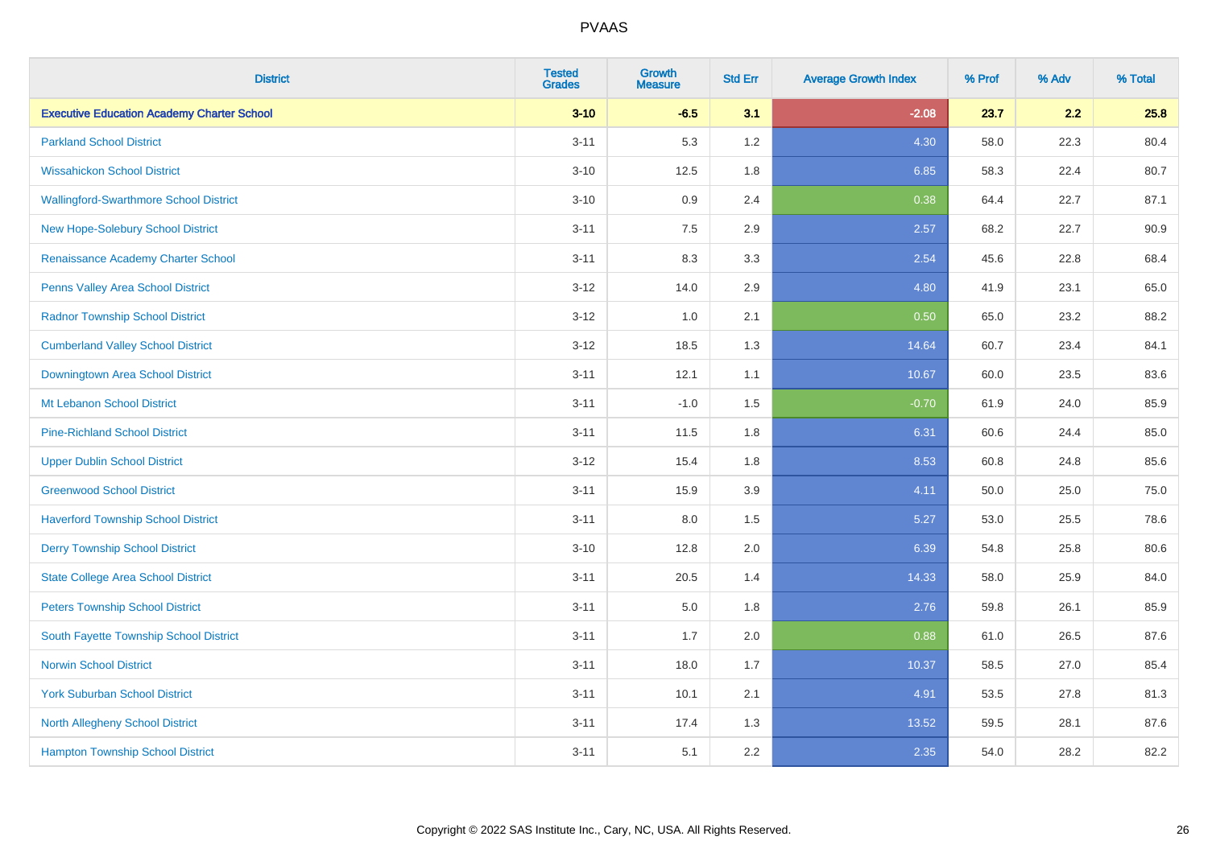| District | Tested Grades | Growth Measure | Std Err | Average Growth Index | % Prof | % Adv | % Total |
|---|---|---|---|---|---|---|---|
| **Executive Education Academy Charter School** | **3-10** | **-6.5** | **3.1** | **-2.08** | **23.7** | **2.2** | **25.8** |
| Parkland School District | 3-11 | 5.3 | 1.2 | 4.30 | 58.0 | 22.3 | 80.4 |
| Wissahickon School District | 3-10 | 12.5 | 1.8 | 6.85 | 58.3 | 22.4 | 80.7 |
| Wallingford-Swarthmore School District | 3-10 | 0.9 | 2.4 | 0.38 | 64.4 | 22.7 | 87.1 |
| New Hope-Solebury School District | 3-11 | 7.5 | 2.9 | 2.57 | 68.2 | 22.7 | 90.9 |
| Renaissance Academy Charter School | 3-11 | 8.3 | 3.3 | 2.54 | 45.6 | 22.8 | 68.4 |
| Penns Valley Area School District | 3-12 | 14.0 | 2.9 | 4.80 | 41.9 | 23.1 | 65.0 |
| Radnor Township School District | 3-12 | 1.0 | 2.1 | 0.50 | 65.0 | 23.2 | 88.2 |
| Cumberland Valley School District | 3-12 | 18.5 | 1.3 | 14.64 | 60.7 | 23.4 | 84.1 |
| Downingtown Area School District | 3-11 | 12.1 | 1.1 | 10.67 | 60.0 | 23.5 | 83.6 |
| Mt Lebanon School District | 3-11 | -1.0 | 1.5 | -0.70 | 61.9 | 24.0 | 85.9 |
| Pine-Richland School District | 3-11 | 11.5 | 1.8 | 6.31 | 60.6 | 24.4 | 85.0 |
| Upper Dublin School District | 3-12 | 15.4 | 1.8 | 8.53 | 60.8 | 24.8 | 85.6 |
| Greenwood School District | 3-11 | 15.9 | 3.9 | 4.11 | 50.0 | 25.0 | 75.0 |
| Haverford Township School District | 3-11 | 8.0 | 1.5 | 5.27 | 53.0 | 25.5 | 78.6 |
| Derry Township School District | 3-10 | 12.8 | 2.0 | 6.39 | 54.8 | 25.8 | 80.6 |
| State College Area School District | 3-11 | 20.5 | 1.4 | 14.33 | 58.0 | 25.9 | 84.0 |
| Peters Township School District | 3-11 | 5.0 | 1.8 | 2.76 | 59.8 | 26.1 | 85.9 |
| South Fayette Township School District | 3-11 | 1.7 | 2.0 | 0.88 | 61.0 | 26.5 | 87.6 |
| Norwin School District | 3-11 | 18.0 | 1.7 | 10.37 | 58.5 | 27.0 | 85.4 |
| York Suburban School District | 3-11 | 10.1 | 2.1 | 4.91 | 53.5 | 27.8 | 81.3 |
| North Allegheny School District | 3-11 | 17.4 | 1.3 | 13.52 | 59.5 | 28.1 | 87.6 |
| Hampton Township School District | 3-11 | 5.1 | 2.2 | 2.35 | 54.0 | 28.2 | 82.2 |

Copyright © 2022 SAS Institute Inc., Cary, NC, USA. All Rights Reserved.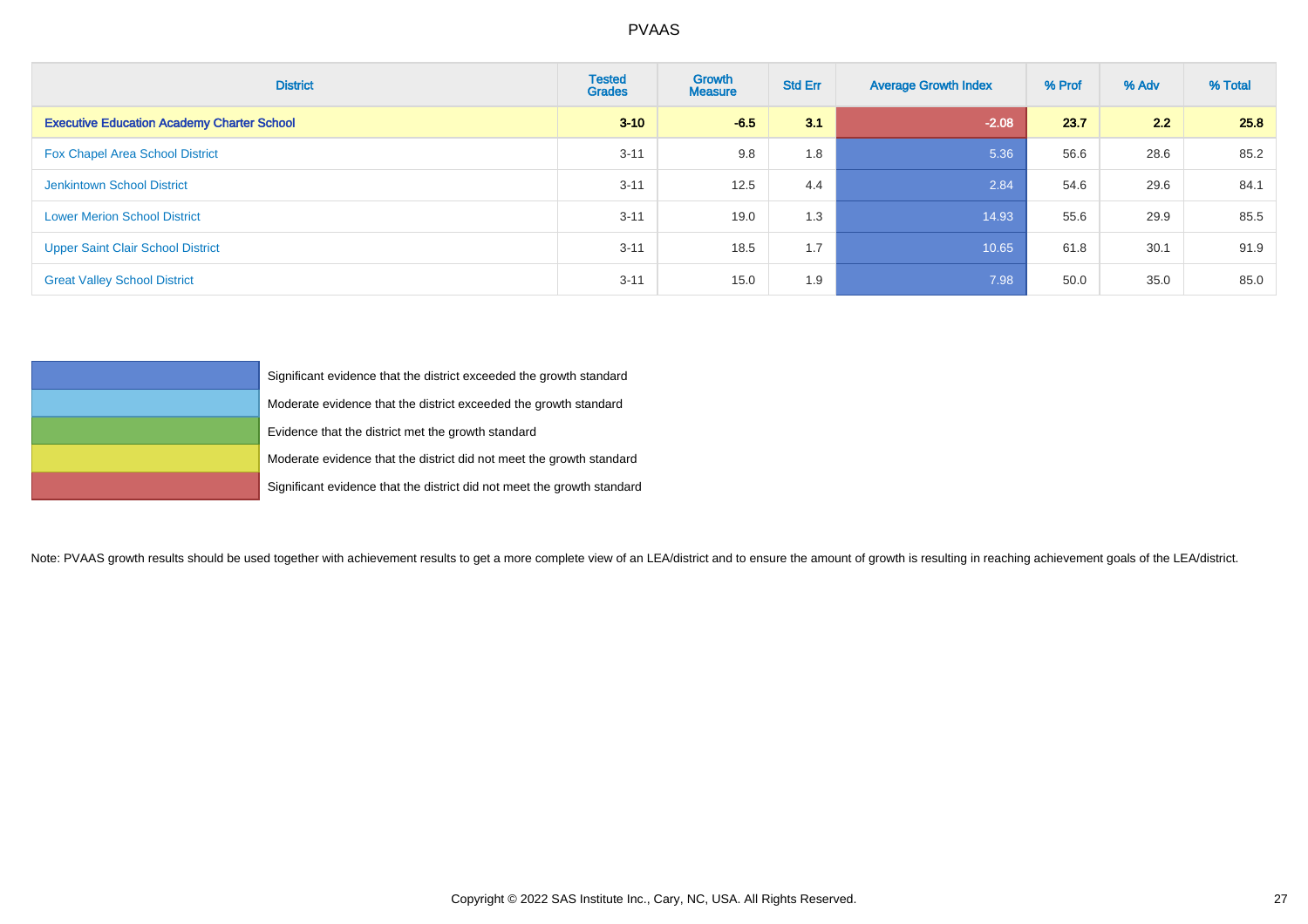# PVAAS

| District | Tested Grades | Growth Measure | Std Err | Average Growth Index | % Prof | % Adv | % Total |
|---|---|---|---|---|---|---|---|
| **Executive Education Academy Charter School** | **3-10** | **-6.5** | **3.1** | **-2.08** | **23.7** | **2.2** | **25.8** |
| Fox Chapel Area School District | 3-11 | 9.8 | 1.8 | 5.36 | 56.6 | 28.6 | 85.2 |
| Jenkintown School District | 3-11 | 12.5 | 4.4 | 2.84 | 54.6 | 29.6 | 84.1 |
| Lower Merion School District | 3-11 | 19.0 | 1.3 | 14.93 | 55.6 | 29.9 | 85.5 |
| Upper Saint Clair School District | 3-11 | 18.5 | 1.7 | 10.65 | 61.8 | 30.1 | 91.9 |
| Great Valley School District | 3-11 | 15.0 | 1.9 | 7.98 | 50.0 | 35.0 | 85.0 |

- Significant evidence that the district exceeded the growth standard
- Moderate evidence that the district exceeded the growth standard
- Evidence that the district met the growth standard
- Moderate evidence that the district did not meet the growth standard
- Significant evidence that the district did not meet the growth standard

Note: PVAAS growth results should be used together with achievement results to get a more complete view of an LEA/district and to ensure the amount of growth is resulting in reaching achievement goals of the LEA/district.

Copyright © 2022 SAS Institute Inc., Cary, NC, USA. All Rights Reserved.